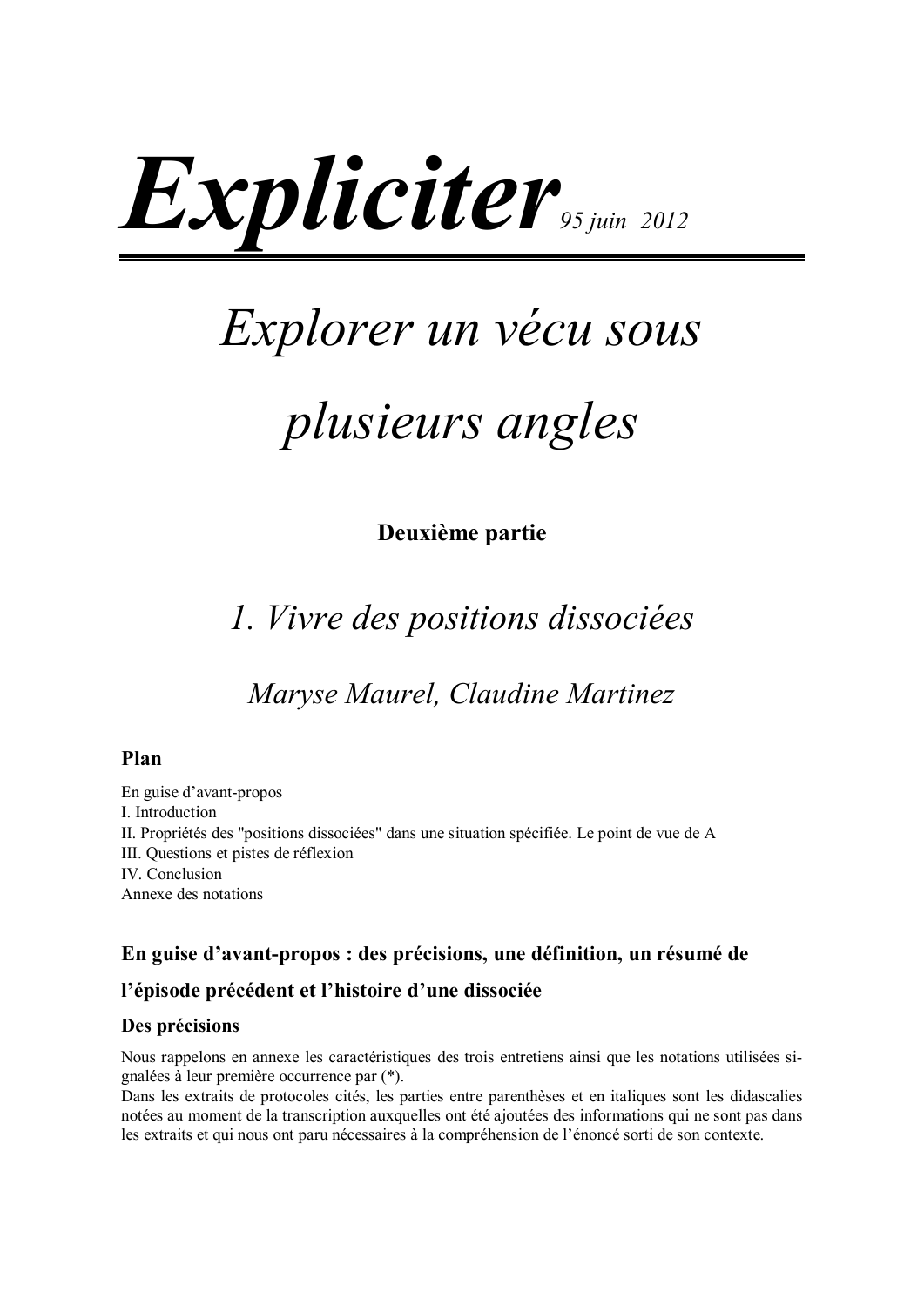# *Expliciter* *95 juin 2012*

# *Explorer un vécu sous plusieurs angles*

**Deuxième partie**

## *1. Vivre des positions dissociées*

*Maryse Maurel, Claudine Martinez*

### Plan

En guise d'avant-propos
I. Introduction
II. Propriétés des "positions dissociées" dans une situation spécifiée. Le point de vue de A
III. Questions et pistes de réflexion
IV. Conclusion
Annexe des notations

### En guise d'avant-propos : des précisions, une définition, un résumé de l'épisode précédent et l'histoire d'une dissociée

#### Des précisions

Nous rappelons en annexe les caractéristiques des trois entretiens ainsi que les notations utilisées signalées à leur première occurrence par (*).
Dans les extraits de protocoles cités, les parties entre parenthèses et en italiques sont les didascalies notées au moment de la transcription auxquelles ont été ajoutées des informations qui ne sont pas dans les extraits et qui nous ont paru nécessaires à la compréhension de l'énoncé sorti de son contexte.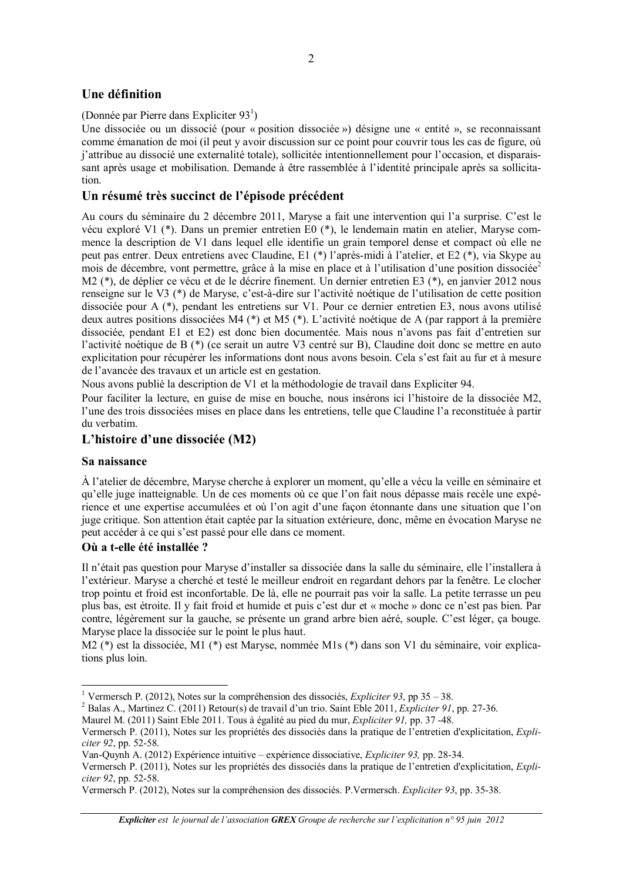## Une définition

(Donnée par Pierre dans Expliciter 93[1])

Une dissociée ou un dissocié (pour « position dissociée ») désigne une « entité », se reconnaissant comme émanation de moi (il peut y avoir discussion sur ce point pour couvrir tous les cas de figure, où j'attribue au dissocié une externalité totale), sollicitée intentionnellement pour l'occasion, et disparaissant après usage et mobilisation. Demande à être rassemblée à l'identité principale après sa sollicitation.

## Un résumé très succinct de l'épisode précédent

Au cours du séminaire du 2 décembre 2011, Maryse a fait une intervention qui l'a surprise. C'est le vécu exploré V1 (*). Dans un premier entretien E0 (*), le lendemain matin en atelier, Maryse commence la description de V1 dans lequel elle identifie un grain temporel dense et compact où elle ne peut pas entrer. Deux entretiens avec Claudine, E1 (*) l'après-midi à l'atelier, et E2 (*), via Skype au mois de décembre, vont permettre, grâce à la mise en place et à l'utilisation d'une position dissociée[2] M2 (*), de déplier ce vécu et de le décrire finement. Un dernier entretien E3 (*), en janvier 2012 nous renseigne sur le V3 (*) de Maryse, c'est-à-dire sur l'activité noétique de l'utilisation de cette position dissociée pour A (*), pendant les entretiens sur V1. Pour ce dernier entretien E3, nous avons utilisé deux autres positions dissociées M4 (*) et M5 (*). L'activité noétique de A (par rapport à la première dissociée, pendant E1 et E2) est donc bien documentée. Mais nous n'avons pas fait d'entretien sur l'activité noétique de B (*) (ce serait un autre V3 centré sur B), Claudine doit donc se mettre en auto explicitation pour récupérer les informations dont nous avons besoin. Cela s'est fait au fur et à mesure de l'avancée des travaux et un article est en gestation.

Nous avons publié la description de V1 et la méthodologie de travail dans Expliciter 94.

Pour faciliter la lecture, en guise de mise en bouche, nous insérons ici l'histoire de la dissociée M2, l'une des trois dissociées mises en place dans les entretiens, telle que Claudine l'a reconstituée à partir du verbatim.

## L'histoire d'une dissociée (M2)

### Sa naissance

À l'atelier de décembre, Maryse cherche à explorer un moment, qu'elle a vécu la veille en séminaire et qu'elle juge inatteignable. Un de ces moments où ce que l'on fait nous dépasse mais recèle une expérience et une expertise accumulées et où l'on agit d'une façon étonnante dans une situation que l'on juge critique. Son attention était captée par la situation extérieure, donc, même en évocation Maryse ne peut accéder à ce qui s'est passé pour elle dans ce moment.

### Où a t-elle été installée ?

Il n'était pas question pour Maryse d'installer sa dissociée dans la salle du séminaire, elle l'installera à l'extérieur. Maryse a cherché et testé le meilleur endroit en regardant dehors par la fenêtre. Le clocher trop pointu et froid est inconfortable. De là, elle ne pourrait pas voir la salle. La petite terrasse un peu plus bas, est étroite. Il y fait froid et humide et puis c'est dur et « moche » donc ce n'est pas bien. Par contre, légèrement sur la gauche, se présente un grand arbre bien aéré, souple. C'est léger, ça bouge. Maryse place la dissociée sur le point le plus haut.

M2 (*) est la dissociée, M1 (*) est Maryse, nommée M1s (*) dans son V1 du séminaire, voir explications plus loin.

---

[1] Vermersch P. (2012), Notes sur la compréhension des dissociés, *Expliciter 93*, pp 35 – 38.

[2] Balas A., Martinez C. (2011) Retour(s) de travail d'un trio. Saint Eble 2011, *Expliciter 91*, pp. 27-36.

Maurel M. (2011) Saint Eble 2011. Tous à égalité au pied du mur, *Expliciter 91,* pp. 37 -48.

Vermersch P. (2011), Notes sur les propriétés des dissociés dans la pratique de l'entretien d'explicitation, *Expliciter 92*, pp. 52-58.

Van-Quynh A. (2012) Expérience intuitive – expérience dissociative, *Expliciter 93,* pp. 28-34.

Vermersch P. (2011), Notes sur les propriétés des dissociés dans la pratique de l'entretien d'explicitation, *Expliciter 92*, pp. 52-58.

Vermersch P. (2012), Notes sur la compréhension des dissociés. P.Vermersch. *Expliciter 93*, pp. 35-38.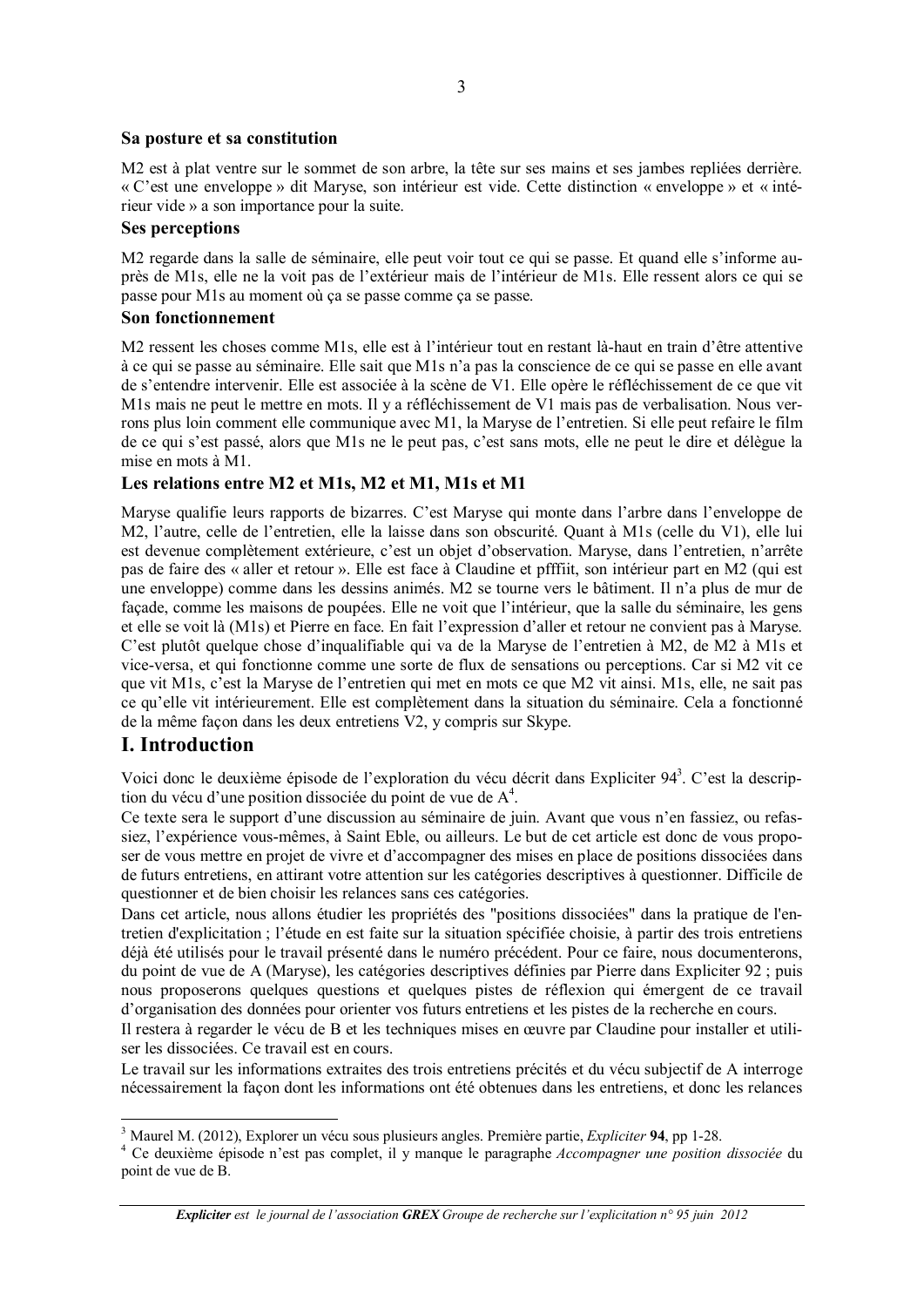### Sa posture et sa constitution

M2 est à plat ventre sur le sommet de son arbre, la tête sur ses mains et ses jambes repliées derrière. « C'est une enveloppe » dit Maryse, son intérieur est vide. Cette distinction « enveloppe » et « intérieur vide » a son importance pour la suite.

### Ses perceptions

M2 regarde dans la salle de séminaire, elle peut voir tout ce qui se passe. Et quand elle s'informe auprès de M1s, elle ne la voit pas de l'extérieur mais de l'intérieur de M1s. Elle ressent alors ce qui se passe pour M1s au moment où ça se passe comme ça se passe.

### Son fonctionnement

M2 ressent les choses comme M1s, elle est à l'intérieur tout en restant là-haut en train d'être attentive à ce qui se passe au séminaire. Elle sait que M1s n'a pas la conscience de ce qui se passe en elle avant de s'entendre intervenir. Elle est associée à la scène de V1. Elle opère le réfléchissement de ce que vit M1s mais ne peut le mettre en mots. Il y a réfléchissement de V1 mais pas de verbalisation. Nous verrons plus loin comment elle communique avec M1, la Maryse de l'entretien. Si elle peut refaire le film de ce qui s'est passé, alors que M1s ne le peut pas, c'est sans mots, elle ne peut le dire et délègue la mise en mots à M1.

### Les relations entre M2 et M1s, M2 et M1, M1s et M1

Maryse qualifie leurs rapports de bizarres. C'est Maryse qui monte dans l'arbre dans l'enveloppe de M2, l'autre, celle de l'entretien, elle la laisse dans son obscurité. Quant à M1s (celle du V1), elle lui est devenue complètement extérieure, c'est un objet d'observation. Maryse, dans l'entretien, n'arrête pas de faire des « aller et retour ». Elle est face à Claudine et pffffit, son intérieur part en M2 (qui est une enveloppe) comme dans les dessins animés. M2 se tourne vers le bâtiment. Il n'a plus de mur de façade, comme les maisons de poupées. Elle ne voit que l'intérieur, que la salle du séminaire, les gens et elle se voit là (M1s) et Pierre en face. En fait l'expression d'aller et retour ne convient pas à Maryse. C'est plutôt quelque chose d'inqualifiable qui va de la Maryse de l'entretien à M2, de M2 à M1s et vice-versa, et qui fonctionne comme une sorte de flux de sensations ou perceptions. Car si M2 vit ce que vit M1s, c'est la Maryse de l'entretien qui met en mots ce que M2 vit ainsi. M1s, elle, ne sait pas ce qu'elle vit intérieurement. Elle est complètement dans la situation du séminaire. Cela a fonctionné de la même façon dans les deux entretiens V2, y compris sur Skype.

## I. Introduction

Voici donc le deuxième épisode de l'exploration du vécu décrit dans Expliciter 94[3]. C'est la description du vécu d'une position dissociée du point de vue de A[4].

Ce texte sera le support d'une discussion au séminaire de juin. Avant que vous n'en fassiez, ou refassiez, l'expérience vous-mêmes, à Saint Eble, ou ailleurs. Le but de cet article est donc de vous proposer de vous mettre en projet de vivre et d'accompagner des mises en place de positions dissociées dans de futurs entretiens, en attirant votre attention sur les catégories descriptives à questionner. Difficile de questionner et de bien choisir les relances sans ces catégories.

Dans cet article, nous allons étudier les propriétés des "positions dissociées" dans la pratique de l'entretien d'explicitation ; l'étude en est faite sur la situation spécifiée choisie, à partir des trois entretiens déjà été utilisés pour le travail présenté dans le numéro précédent. Pour ce faire, nous documenterons, du point de vue de A (Maryse), les catégories descriptives définies par Pierre dans Expliciter 92 ; puis nous proposerons quelques questions et quelques pistes de réflexion qui émergent de ce travail d'organisation des données pour orienter vos futurs entretiens et les pistes de la recherche en cours.

Il restera à regarder le vécu de B et les techniques mises en œuvre par Claudine pour installer et utiliser les dissociées. Ce travail est en cours.

Le travail sur les informations extraites des trois entretiens précités et du vécu subjectif de A interroge nécessairement la façon dont les informations ont été obtenues dans les entretiens, et donc les relances

---

[3] Maurel M. (2012), Explorer un vécu sous plusieurs angles. Première partie, *Expliciter* **94**, pp 1-28.

[4] Ce deuxième épisode n'est pas complet, il y manque le paragraphe *Accompagner une position dissociée* du point de vue de B.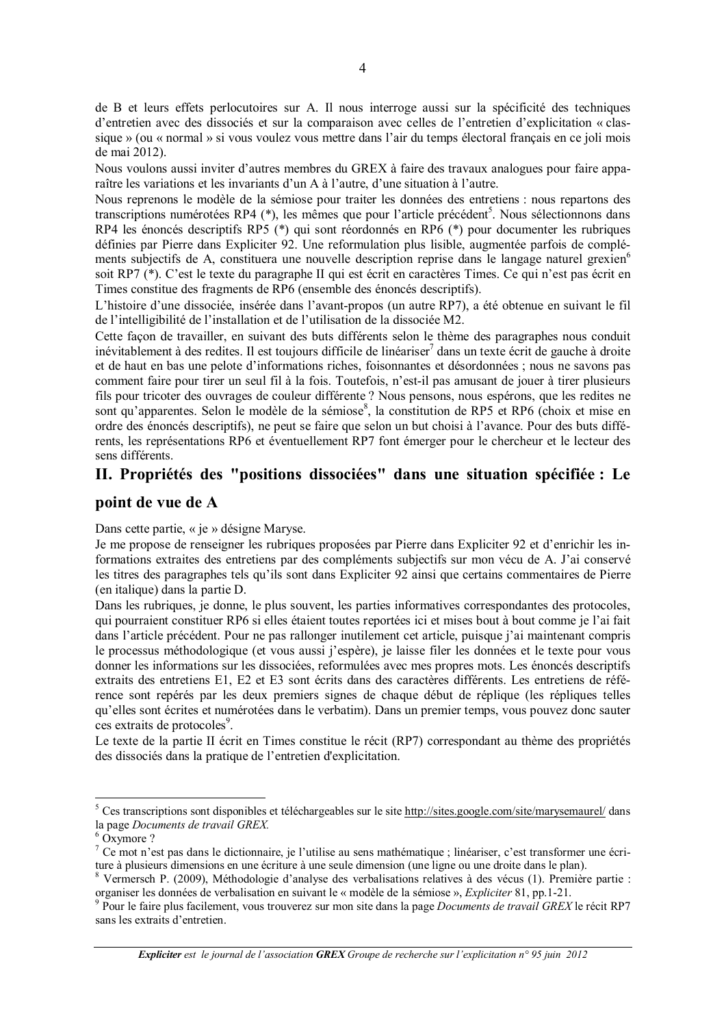de B et leurs effets perlocutoires sur A. Il nous interroge aussi sur la spécificité des techniques d'entretien avec des dissociés et sur la comparaison avec celles de l'entretien d'explicitation « classique » (ou « normal » si vous voulez vous mettre dans l'air du temps électoral français en ce joli mois de mai 2012).

Nous voulons aussi inviter d'autres membres du GREX à faire des travaux analogues pour faire apparaître les variations et les invariants d'un A à l'autre, d'une situation à l'autre.

Nous reprenons le modèle de la sémiose pour traiter les données des entretiens : nous repartons des transcriptions numérotées RP4 (*), les mêmes que pour l'article précédent[5]. Nous sélectionnons dans RP4 les énoncés descriptifs RP5 (*) qui sont réordonnés en RP6 (*) pour documenter les rubriques définies par Pierre dans Expliciter 92. Une reformulation plus lisible, augmentée parfois de compléments subjectifs de A, constituera une nouvelle description reprise dans le langage naturel grexien[6] soit RP7 (*). C'est le texte du paragraphe II qui est écrit en caractères Times. Ce qui n'est pas écrit en Times constitue des fragments de RP6 (ensemble des énoncés descriptifs).

L'histoire d'une dissociée, insérée dans l'avant-propos (un autre RP7), a été obtenue en suivant le fil de l'intelligibilité de l'installation et de l'utilisation de la dissociée M2.

Cette façon de travailler, en suivant des buts différents selon le thème des paragraphes nous conduit inévitablement à des redites. Il est toujours difficile de linéariser[7] dans un texte écrit de gauche à droite et de haut en bas une pelote d'informations riches, foisonnantes et désordonnées ; nous ne savons pas comment faire pour tirer un seul fil à la fois. Toutefois, n'est-il pas amusant de jouer à tirer plusieurs fils pour tricoter des ouvrages de couleur différente ? Nous pensons, nous espérons, que les redites ne sont qu'apparentes. Selon le modèle de la sémiose[8], la constitution de RP5 et RP6 (choix et mise en ordre des énoncés descriptifs), ne peut se faire que selon un but choisi à l'avance. Pour des buts différents, les représentations RP6 et éventuellement RP7 font émerger pour le chercheur et le lecteur des sens différents.

## II. Propriétés des "positions dissociées" dans une situation spécifiée : Le point de vue de A

Dans cette partie, « je » désigne Maryse.

Je me propose de renseigner les rubriques proposées par Pierre dans Expliciter 92 et d'enrichir les informations extraites des entretiens par des compléments subjectifs sur mon vécu de A. J'ai conservé les titres des paragraphes tels qu'ils sont dans Expliciter 92 ainsi que certains commentaires de Pierre (en italique) dans la partie D.

Dans les rubriques, je donne, le plus souvent, les parties informatives correspondantes des protocoles, qui pourraient constituer RP6 si elles étaient toutes reportées ici et mises bout à bout comme je l'ai fait dans l'article précédent. Pour ne pas rallonger inutilement cet article, puisque j'ai maintenant compris le processus méthodologique (et vous aussi j'espère), je laisse filer les données et le texte pour vous donner les informations sur les dissociées, reformulées avec mes propres mots. Les énoncés descriptifs extraits des entretiens E1, E2 et E3 sont écrits dans des caractères différents. Les entretiens de référence sont repérés par les deux premiers signes de chaque début de réplique (les répliques telles qu'elles sont écrites et numérotées dans le verbatim). Dans un premier temps, vous pouvez donc sauter ces extraits de protocoles[9].

Le texte de la partie II écrit en Times constitue le récit (RP7) correspondant au thème des propriétés des dissociés dans la pratique de l'entretien d'explicitation.

---

[5] Ces transcriptions sont disponibles et téléchargeables sur le site http://sites.google.com/site/marysemaurel/ dans la page *Documents de travail GREX.*

[6] Oxymore ?

[7] Ce mot n'est pas dans le dictionnaire, je l'utilise au sens mathématique ; linéariser, c'est transformer une écriture à plusieurs dimensions en une écriture à une seule dimension (une ligne ou une droite dans le plan).

[8] Vermersch P. (2009), Méthodologie d'analyse des verbalisations relatives à des vécus (1). Première partie : organiser les données de verbalisation en suivant le « modèle de la sémiose », *Expliciter* 81, pp.1-21.

[9] Pour le faire plus facilement, vous trouverez sur mon site dans la page *Documents de travail GREX* le récit RP7 sans les extraits d'entretien.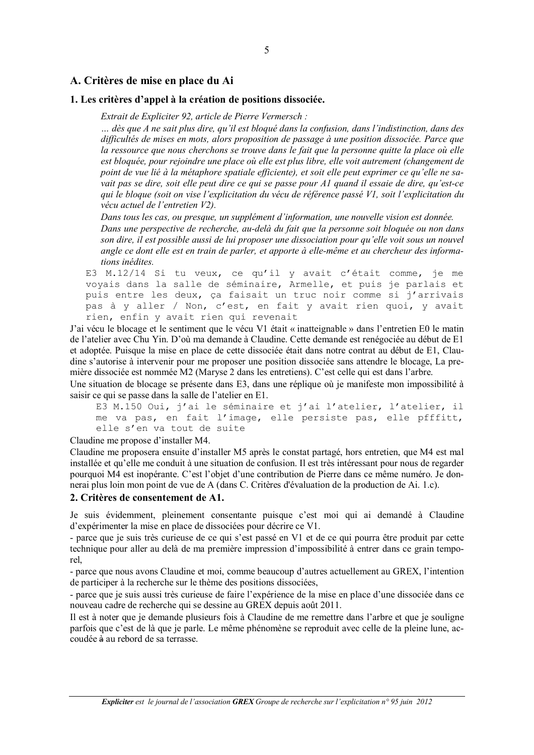## A. Critères de mise en place du Ai

### 1. Les critères d'appel à la création de positions dissociée.

> *Extrait de Expliciter 92, article de Pierre Vermersch :*
>
> *… dès que A ne sait plus dire, qu'il est bloqué dans la confusion, dans l'indistinction, dans des difficultés de mises en mots, alors proposition de passage à une position dissociée. Parce que la ressource que nous cherchons se trouve dans le fait que la personne quitte la place où elle est bloquée, pour rejoindre une place où elle est plus libre, elle voit autrement (changement de point de vue lié à la métaphore spatiale efficiente), et soit elle peut exprimer ce qu'elle ne savait pas se dire, soit elle peut dire ce qui se passe pour A1 quand il essaie de dire, qu'est-ce qui le bloque (soit on vise l'explicitation du vécu de référence passé V1, soit l'explicitation du vécu actuel de l'entretien V2).*
>
> *Dans tous les cas, ou presque, un supplément d'information, une nouvelle vision est donnée.*
>
> *Dans une perspective de recherche, au-delà du fait que la personne soit bloquée ou non dans son dire, il est possible aussi de lui proposer une dissociation pour qu'elle voit sous un nouvel angle ce dont elle est en train de parler, et apporte à elle-même et au chercheur des informations inédites.*

```
E3 M.12/14 Si tu veux, ce qu'il y avait c'était comme, je me
voyais dans la salle de séminaire, Armelle, et puis je parlais et
puis entre les deux, ça faisait un truc noir comme si j'arrivais
pas à y aller / Non, c'est, en fait y avait rien quoi, y avait
rien, enfin y avait rien qui revenait
```

J'ai vécu le blocage et le sentiment que le vécu V1 était « inatteignable » dans l'entretien E0 le matin de l'atelier avec Chu Yin. D'où ma demande à Claudine. Cette demande est renégociée au début de E1 et adoptée. Puisque la mise en place de cette dissociée était dans notre contrat au début de E1, Claudine s'autorise à intervenir pour me proposer une position dissociée sans attendre le blocage, La première dissociée est nommée M2 (Maryse 2 dans les entretiens). C'est celle qui est dans l'arbre.

Une situation de blocage se présente dans E3, dans une réplique où je manifeste mon impossibilité à saisir ce qui se passe dans la salle de l'atelier en E1.

```
E3 M.150 Oui, j'ai le séminaire et j'ai l'atelier, l'atelier, il
me va pas, en fait l'image, elle persiste pas, elle pfffitt,
elle s'en va tout de suite
```

Claudine me propose d'installer M4.

Claudine me proposera ensuite d'installer M5 après le constat partagé, hors entretien, que M4 est mal installée et qu'elle me conduit à une situation de confusion. Il est très intéressant pour nous de regarder pourquoi M4 est inopérante. C'est l'objet d'une contribution de Pierre dans ce même numéro. Je donnerai plus loin mon point de vue de A (dans C. Critères d'évaluation de la production de Ai. 1.c).

### 2. Critères de consentement de A1.

Je suis évidemment, pleinement consentante puisque c'est moi qui ai demandé à Claudine d'expérimenter la mise en place de dissociées pour décrire ce V1.

- parce que je suis très curieuse de ce qui s'est passé en V1 et de ce qui pourra être produit par cette technique pour aller au delà de ma première impression d'impossibilité à entrer dans ce grain temporel,
- parce que nous avons Claudine et moi, comme beaucoup d'autres actuellement au GREX, l'intention de participer à la recherche sur le thème des positions dissociées,
- parce que je suis aussi très curieuse de faire l'expérience de la mise en place d'une dissociée dans ce nouveau cadre de recherche qui se dessine au GREX depuis août 2011.

Il est à noter que je demande plusieurs fois à Claudine de me remettre dans l'arbre et que je souligne parfois que c'est de là que je parle. Le même phénomène se reproduit avec celle de la pleine lune, accoudée ~~à~~ au rebord de sa terrasse.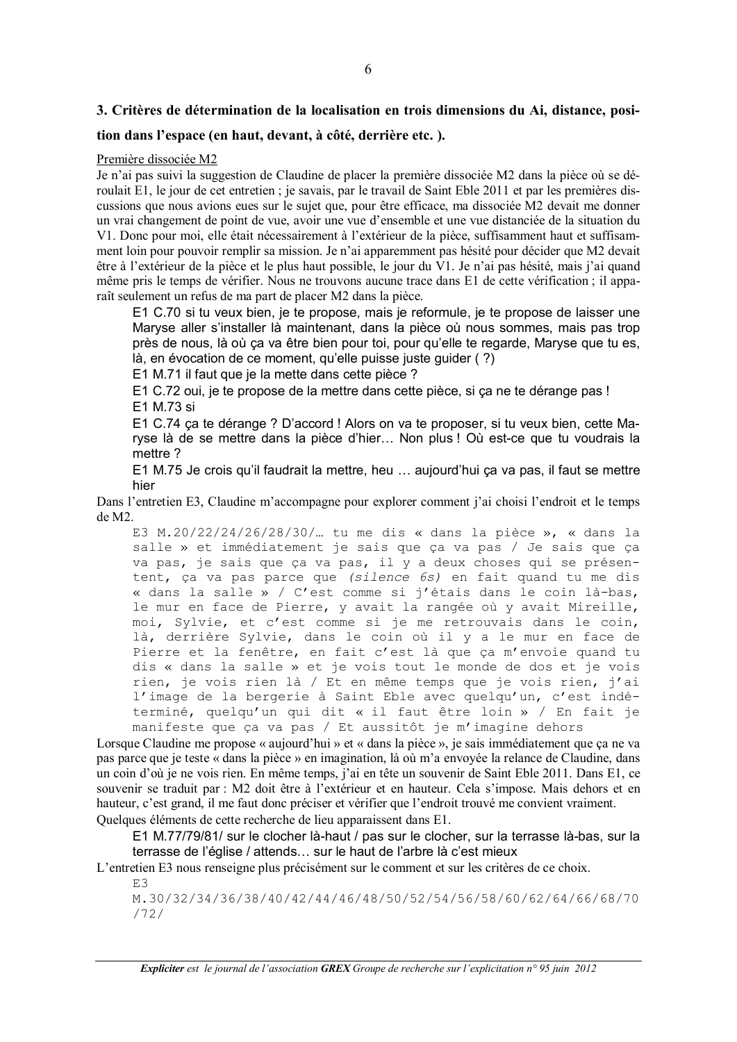### 3. Critères de détermination de la localisation en trois dimensions du Ai, distance, position dans l'espace (en haut, devant, à côté, derrière etc. ).

Première dissociée M2

Je n'ai pas suivi la suggestion de Claudine de placer la première dissociée M2 dans la pièce où se déroulait E1, le jour de cet entretien ; je savais, par le travail de Saint Eble 2011 et par les premières discussions que nous avions eues sur le sujet que, pour être efficace, ma dissociée M2 devait me donner un vrai changement de point de vue, avoir une vue d'ensemble et une vue distanciée de la situation du V1. Donc pour moi, elle était nécessairement à l'extérieur de la pièce, suffisamment haut et suffisamment loin pour pouvoir remplir sa mission. Je n'ai apparemment pas hésité pour décider que M2 devait être à l'extérieur de la pièce et le plus haut possible, le jour du V1. Je n'ai pas hésité, mais j'ai quand même pris le temps de vérifier. Nous ne trouvons aucune trace dans E1 de cette vérification ; il apparaît seulement un refus de ma part de placer M2 dans la pièce.

> E1 C.70 si tu veux bien, je te propose, mais je reformule, je te propose de laisser une Maryse aller s'installer là maintenant, dans la pièce où nous sommes, mais pas trop près de nous, là où ça va être bien pour toi, pour qu'elle te regarde, Maryse que tu es, là, en évocation de ce moment, qu'elle puisse juste guider ( ?)
>
> E1 M.71 il faut que je la mette dans cette pièce ?
>
> E1 C.72 oui, je te propose de la mettre dans cette pièce, si ça ne te dérange pas !
>
> E1 M.73 si
>
> E1 C.74 ça te dérange ? D'accord ! Alors on va te proposer, si tu veux bien, cette Maryse là de se mettre dans la pièce d'hier… Non plus ! Où est-ce que tu voudrais la mettre ?
>
> E1 M.75 Je crois qu'il faudrait la mettre, heu … aujourd'hui ça va pas, il faut se mettre hier

Dans l'entretien E3, Claudine m'accompagne pour explorer comment j'ai choisi l'endroit et le temps de M2.

> E3 M.20/22/24/26/28/30/… tu me dis « dans la pièce », « dans la salle » et immédiatement je sais que ça va pas / Je sais que ça va pas, je sais que ça va pas, il y a deux choses qui se présentent, ça va pas parce que *(silence 6s)* en fait quand tu me dis « dans la salle » / C'est comme si j'étais dans le coin là-bas, le mur en face de Pierre, y avait la rangée où y avait Mireille, moi, Sylvie, et c'est comme si je me retrouvais dans le coin, là, derrière Sylvie, dans le coin où il y a le mur en face de Pierre et la fenêtre, en fait c'est là que ça m'envoie quand tu dis « dans la salle » et je vois tout le monde de dos et je vois rien, je vois rien là / Et en même temps que je vois rien, j'ai l'image de la bergerie à Saint Eble avec quelqu'un, c'est indéterminé, quelqu'un qui dit « il faut être loin » / En fait je manifeste que ça va pas / Et aussitôt je m'imagine dehors

Lorsque Claudine me propose « aujourd'hui » et « dans la pièce », je sais immédiatement que ça ne va pas parce que je teste « dans la pièce » en imagination, là où m'a envoyée la relance de Claudine, dans un coin d'où je ne vois rien. En même temps, j'ai en tête un souvenir de Saint Eble 2011. Dans E1, ce souvenir se traduit par : M2 doit être à l'extérieur et en hauteur. Cela s'impose. Mais dehors et en hauteur, c'est grand, il me faut donc préciser et vérifier que l'endroit trouvé me convient vraiment.

Quelques éléments de cette recherche de lieu apparaissent dans E1.

> E1 M.77/79/81/ sur le clocher là-haut / pas sur le clocher, sur la terrasse là-bas, sur la terrasse de l'église / attends… sur le haut de l'arbre là c'est mieux

L'entretien E3 nous renseigne plus précisément sur le comment et sur les critères de ce choix.

> E3
> M.30/32/34/36/38/40/42/44/46/48/50/52/54/56/58/60/62/64/66/68/70/72/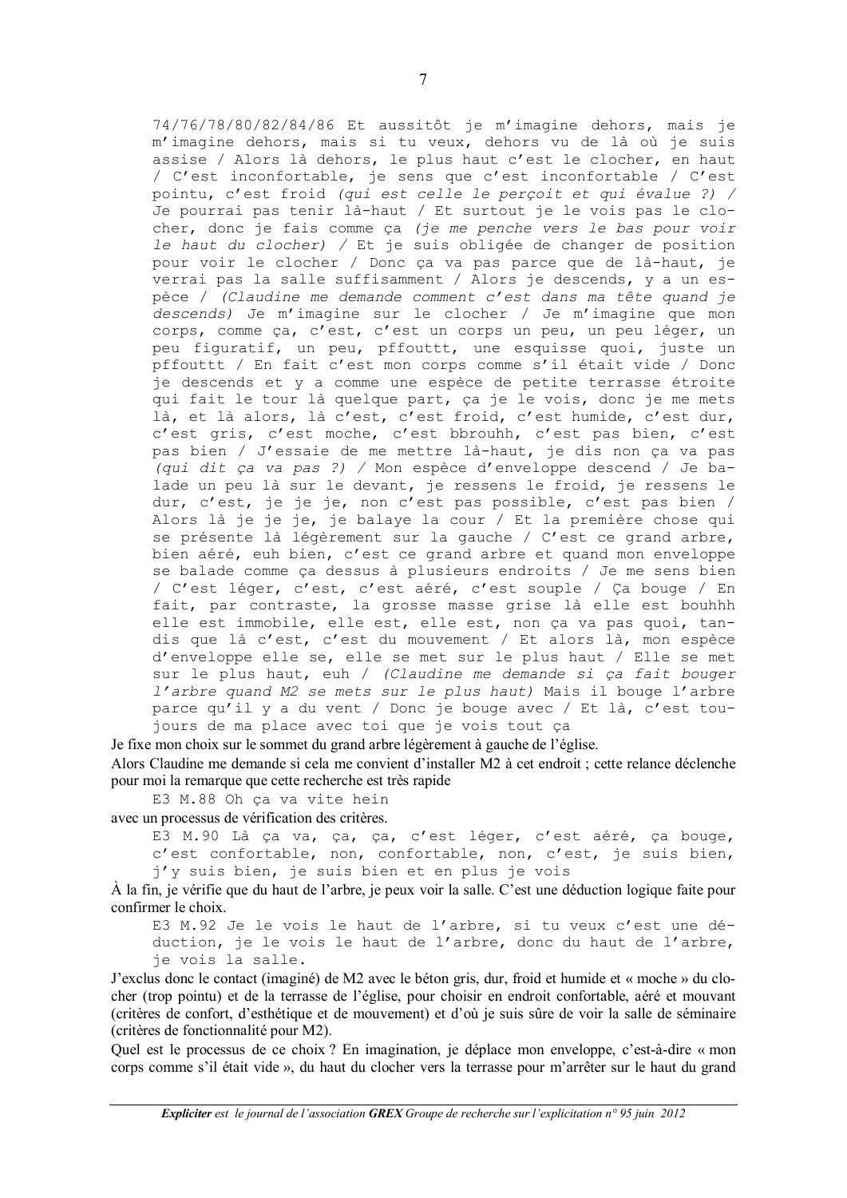> 74/76/78/80/82/84/86 Et aussitôt je m'imagine dehors, mais je m'imagine dehors, mais si tu veux, dehors vu de là où je suis assise / Alors là dehors, le plus haut c'est le clocher, en haut / C'est inconfortable, je sens que c'est inconfortable / C'est pointu, c'est froid *(qui est celle le perçoit et qui évalue ?)* / Je pourrai pas tenir là-haut / Et surtout je le vois pas le clocher, donc je fais comme ça *(je me penche vers le bas pour voir le haut du clocher)* / Et je suis obligée de changer de position pour voir le clocher / Donc ça va pas parce que de là-haut, je verrai pas la salle suffisamment / Alors je descends, y a un espèce / *(Claudine me demande comment c'est dans ma tête quand je descends)* Je m'imagine sur le clocher / Je m'imagine que mon corps, comme ça, c'est, c'est un corps un peu, un peu léger, un peu figuratif, un peu, pffouttt, une esquisse quoi, juste un pffouttt / En fait c'est mon corps comme s'il était vide / Donc je descends et y a comme une espèce de petite terrasse étroite qui fait le tour là quelque part, ça je le vois, donc je me mets là, et là alors, là c'est, c'est froid, c'est humide, c'est dur, c'est gris, c'est moche, c'est bbrouhh, c'est pas bien, c'est pas bien / J'essaie de me mettre là-haut, je dis non ça va pas *(qui dit ça va pas ?)* / Mon espèce d'enveloppe descend / Je balade un peu là sur le devant, je ressens le froid, je ressens le dur, c'est, je je je, non c'est pas possible, c'est pas bien / Alors là je je je, je balaye la cour / Et la première chose qui se présente là légèrement sur la gauche / C'est ce grand arbre, bien aéré, euh bien, c'est ce grand arbre et quand mon enveloppe se balade comme ça dessus à plusieurs endroits / Je me sens bien / C'est léger, c'est, c'est aéré, c'est souple / Ça bouge / En fait, par contraste, la grosse masse grise là elle est bouhhh elle est immobile, elle est, elle est, non ça va pas quoi, tandis que là c'est, c'est du mouvement / Et alors là, mon espèce d'enveloppe elle se, elle se met sur le plus haut / Elle se met sur le plus haut, euh / *(Claudine me demande si ça fait bouger l'arbre quand M2 se mets sur le plus haut)* Mais il bouge l'arbre parce qu'il y a du vent / Donc je bouge avec / Et là, c'est toujours de ma place avec toi que je vois tout ça

Je fixe mon choix sur le sommet du grand arbre légèrement à gauche de l'église.

Alors Claudine me demande si cela me convient d'installer M2 à cet endroit ; cette relance déclenche pour moi la remarque que cette recherche est très rapide

> E3 M.88 Oh ça va vite hein

avec un processus de vérification des critères.

> E3 M.90 Là ça va, ça, ça, c'est léger, c'est aéré, ça bouge, c'est confortable, non, confortable, non, c'est, je suis bien, j'y suis bien, je suis bien et en plus je vois

À la fin, je vérifie que du haut de l'arbre, je peux voir la salle. C'est une déduction logique faite pour confirmer le choix.

> E3 M.92 Je le vois le haut de l'arbre, si tu veux c'est une déduction, je le vois le haut de l'arbre, donc du haut de l'arbre, je vois la salle.

J'exclus donc le contact (imaginé) de M2 avec le béton gris, dur, froid et humide et « moche » du clocher (trop pointu) et de la terrasse de l'église, pour choisir en endroit confortable, aéré et mouvant (critères de confort, d'esthétique et de mouvement) et d'où je suis sûre de voir la salle de séminaire (critères de fonctionnalité pour M2).

Quel est le processus de ce choix ? En imagination, je déplace mon enveloppe, c'est-à-dire « mon corps comme s'il était vide », du haut du clocher vers la terrasse pour m'arrêter sur le haut du grand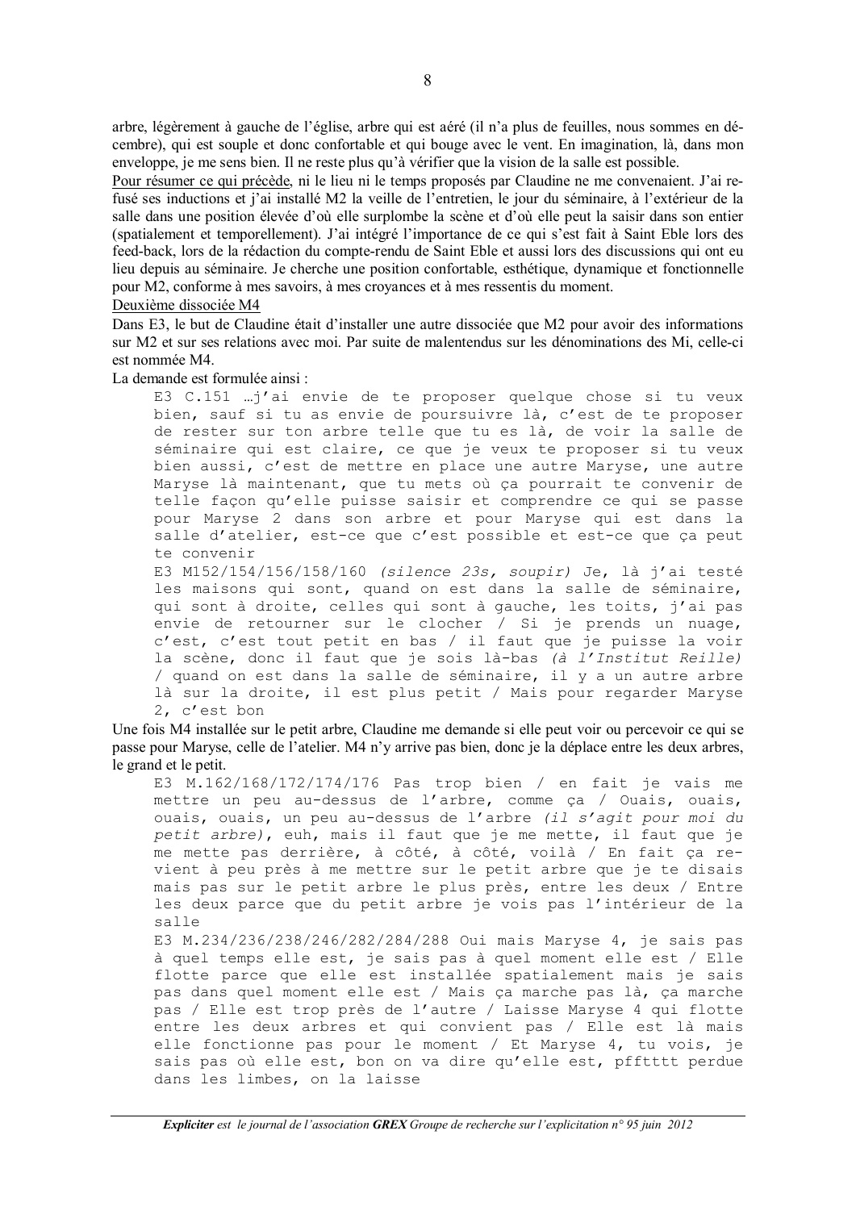arbre, légèrement à gauche de l'église, arbre qui est aéré (il n'a plus de feuilles, nous sommes en décembre), qui est souple et donc confortable et qui bouge avec le vent. En imagination, là, dans mon enveloppe, je me sens bien. Il ne reste plus qu'à vérifier que la vision de la salle est possible.

Pour résumer ce qui précède, ni le lieu ni le temps proposés par Claudine ne me convenaient. J'ai refusé ses inductions et j'ai installé M2 la veille de l'entretien, le jour du séminaire, à l'extérieur de la salle dans une position élevée d'où elle surplombe la scène et d'où elle peut la saisir dans son entier (spatialement et temporellement). J'ai intégré l'importance de ce qui s'est fait à Saint Eble lors des feed-back, lors de la rédaction du compte-rendu de Saint Eble et aussi lors des discussions qui ont eu lieu depuis au séminaire. Je cherche une position confortable, esthétique, dynamique et fonctionnelle pour M2, conforme à mes savoirs, à mes croyances et à mes ressentis du moment.

Deuxième dissociée M4

Dans E3, le but de Claudine était d'installer une autre dissociée que M2 pour avoir des informations sur M2 et sur ses relations avec moi. Par suite de malentendus sur les dénominations des Mi, celle-ci est nommée M4.

La demande est formulée ainsi :

> E3 C.151 …j'ai envie de te proposer quelque chose si tu veux bien, sauf si tu as envie de poursuivre là, c'est de te proposer de rester sur ton arbre telle que tu es là, de voir la salle de séminaire qui est claire, ce que je veux te proposer si tu veux bien aussi, c'est de mettre en place une autre Maryse, une autre Maryse là maintenant, que tu mets où ça pourrait te convenir de telle façon qu'elle puisse saisir et comprendre ce qui se passe pour Maryse 2 dans son arbre et pour Maryse qui est dans la salle d'atelier, est-ce que c'est possible et est-ce que ça peut te convenir
>
> E3 M152/154/156/158/160 *(silence 23s, soupir)* Je, là j'ai testé les maisons qui sont, quand on est dans la salle de séminaire, qui sont à droite, celles qui sont à gauche, les toits, j'ai pas envie de retourner sur le clocher / Si je prends un nuage, c'est, c'est tout petit en bas / il faut que je puisse la voir la scène, donc il faut que je sois là-bas *(à l'Institut Reille)* / quand on est dans la salle de séminaire, il y a un autre arbre là sur la droite, il est plus petit / Mais pour regarder Maryse 2, c'est bon

Une fois M4 installée sur le petit arbre, Claudine me demande si elle peut voir ou percevoir ce qui se passe pour Maryse, celle de l'atelier. M4 n'y arrive pas bien, donc je la déplace entre les deux arbres, le grand et le petit.

> E3 M.162/168/172/174/176 Pas trop bien / en fait je vais me mettre un peu au-dessus de l'arbre, comme ça / Ouais, ouais, ouais, ouais, un peu au-dessus de l'arbre *(il s'agit pour moi du petit arbre)*, euh, mais il faut que je me mette, il faut que je me mette pas derrière, à côté, à côté, voilà / En fait ça revient à peu près à me mettre sur le petit arbre que je te disais mais pas sur le petit arbre le plus près, entre les deux / Entre les deux parce que du petit arbre je vois pas l'intérieur de la salle
>
> E3 M.234/236/238/246/282/284/288 Oui mais Maryse 4, je sais pas à quel temps elle est, je sais pas à quel moment elle est / Elle flotte parce que elle est installée spatialement mais je sais pas dans quel moment elle est / Mais ça marche pas là, ça marche pas / Elle est trop près de l'autre / Laisse Maryse 4 qui flotte entre les deux arbres et qui convient pas / Elle est là mais elle fonctionne pas pour le moment / Et Maryse 4, tu vois, je sais pas où elle est, bon on va dire qu'elle est, pffttt perdue dans les limbes, on la laisse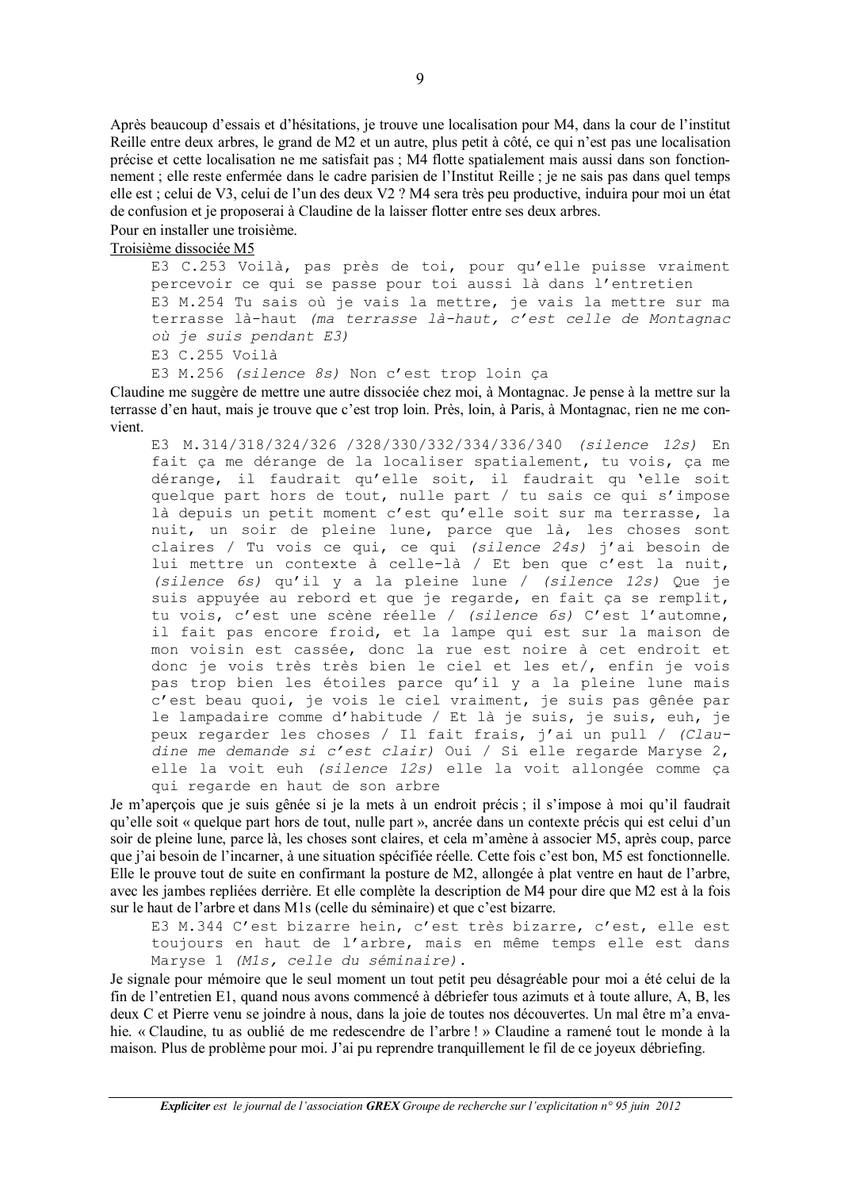Après beaucoup d'essais et d'hésitations, je trouve une localisation pour M4, dans la cour de l'institut Reille entre deux arbres, le grand de M2 et un autre, plus petit à côté, ce qui n'est pas une localisation précise et cette localisation ne me satisfait pas ; M4 flotte spatialement mais aussi dans son fonctionnement ; elle reste enfermée dans le cadre parisien de l'Institut Reille ; je ne sais pas dans quel temps elle est ; celui de V3, celui de l'un des deux V2 ? M4 sera très peu productive, induira pour moi un état de confusion et je proposerai à Claudine de la laisser flotter entre ses deux arbres.

Pour en installer une troisième.

<u>Troisième dissociée M5</u>

> E3 C.253 Voilà, pas près de toi, pour qu'elle puisse vraiment percevoir ce qui se passe pour toi aussi là dans l'entretien
>
> E3 M.254 Tu sais où je vais la mettre, je vais la mettre sur ma terrasse là-haut *(ma terrasse là-haut, c'est celle de Montagnac où je suis pendant E3)*
>
> E3 C.255 Voilà
>
> E3 M.256 *(silence 8s)* Non c'est trop loin ça

Claudine me suggère de mettre une autre dissociée chez moi, à Montagnac. Je pense à la mettre sur la terrasse d'en haut, mais je trouve que c'est trop loin. Près, loin, à Paris, à Montagnac, rien ne me convient.

> E3 M.314/318/324/326 /328/330/332/334/336/340 *(silence 12s)* En fait ça me dérange de la localiser spatialement, tu vois, ça me dérange, il faudrait qu'elle soit, il faudrait qu 'elle soit quelque part hors de tout, nulle part / tu sais ce qui s'impose là depuis un petit moment c'est qu'elle soit sur ma terrasse, la nuit, un soir de pleine lune, parce que là, les choses sont claires / Tu vois ce qui, ce qui *(silence 24s)* j'ai besoin de lui mettre un contexte à celle-là / Et ben que c'est la nuit, *(silence 6s)* qu'il y a la pleine lune / *(silence 12s)* Que je suis appuyée au rebord et que je regarde, en fait ça se remplit, tu vois, c'est une scène réelle / *(silence 6s)* C'est l'automne, il fait pas encore froid, et la lampe qui est sur la maison de mon voisin est cassée, donc la rue est noire à cet endroit et donc je vois très très bien le ciel et les et/, enfin je vois pas trop bien les étoiles parce qu'il y a la pleine lune mais c'est beau quoi, je vois le ciel vraiment, je suis pas gênée par le lampadaire comme d'habitude / Et là je suis, je suis, euh, je peux regarder les choses / Il fait frais, j'ai un pull / *(Claudine me demande si c'est clair)* Oui / Si elle regarde Maryse 2, elle la voit euh *(silence 12s)* elle la voit allongée comme ça qui regarde en haut de son arbre

Je m'aperçois que je suis gênée si je la mets à un endroit précis ; il s'impose à moi qu'il faudrait qu'elle soit « quelque part hors de tout, nulle part », ancrée dans un contexte précis qui est celui d'un soir de pleine lune, parce là, les choses sont claires, et cela m'amène à associer M5, après coup, parce que j'ai besoin de l'incarner, à une situation spécifiée réelle. Cette fois c'est bon, M5 est fonctionnelle. Elle le prouve tout de suite en confirmant la posture de M2, allongée à plat ventre en haut de l'arbre, avec les jambes repliées derrière. Et elle complète la description de M4 pour dire que M2 est à la fois sur le haut de l'arbre et dans M1s (celle du séminaire) et que c'est bizarre.

> E3 M.344 C'est bizarre hein, c'est très bizarre, c'est, elle est toujours en haut de l'arbre, mais en même temps elle est dans Maryse 1 *(M1s, celle du séminaire)*.

Je signale pour mémoire que le seul moment un tout petit peu désagréable pour moi a été celui de la fin de l'entretien E1, quand nous avons commencé à débriefer tous azimuts et à toute allure, A, B, les deux C et Pierre venu se joindre à nous, dans la joie de toutes nos découvertes. Un mal être m'a envahie. « Claudine, tu as oublié de me redescendre de l'arbre ! » Claudine a ramené tout le monde à la maison. Plus de problème pour moi. J'ai pu reprendre tranquillement le fil de ce joyeux débriefing.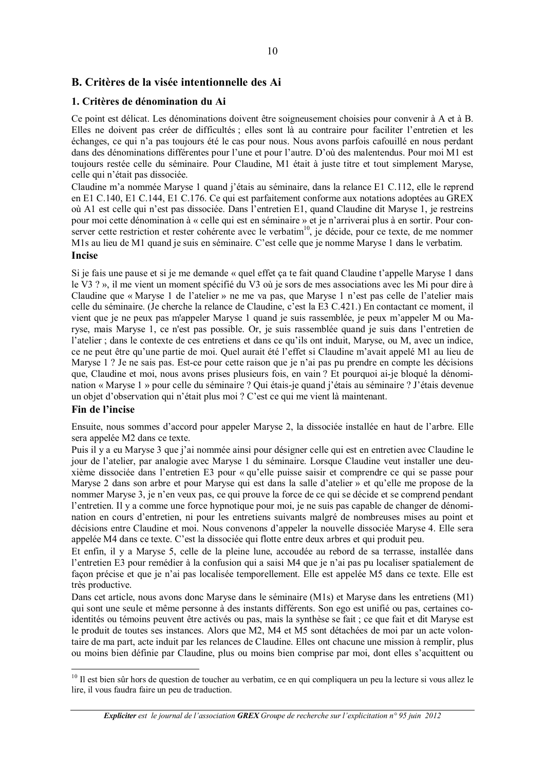## B. Critères de la visée intentionnelle des Ai

### 1. Critères de dénomination du Ai

Ce point est délicat. Les dénominations doivent être soigneusement choisies pour convenir à A et à B. Elles ne doivent pas créer de difficultés ; elles sont là au contraire pour faciliter l'entretien et les échanges, ce qui n'a pas toujours été le cas pour nous. Nous avons parfois cafouillé en nous perdant dans des dénominations différentes pour l'une et pour l'autre. D'où des malentendus. Pour moi M1 est toujours restée celle du séminaire. Pour Claudine, M1 était à juste titre et tout simplement Maryse, celle qui n'était pas dissociée.

Claudine m'a nommée Maryse 1 quand j'étais au séminaire, dans la relance E1 C.112, elle le reprend en E1 C.140, E1 C.144, E1 C.176. Ce qui est parfaitement conforme aux notations adoptées au GREX où A1 est celle qui n'est pas dissociée. Dans l'entretien E1, quand Claudine dit Maryse 1, je restreins pour moi cette dénomination à « celle qui est en séminaire » et je n'arriverai plus à en sortir. Pour conserver cette restriction et rester cohérente avec le verbatim[10], je décide, pour ce texte, de me nommer M1s au lieu de M1 quand je suis en séminaire. C'est celle que je nomme Maryse 1 dans le verbatim.

**Incise**

Si je fais une pause et si je me demande « quel effet ça te fait quand Claudine t'appelle Maryse 1 dans le V3 ? », il me vient un moment spécifié du V3 où je sors de mes associations avec les Mi pour dire à Claudine que « Maryse 1 de l'atelier » ne me va pas, que Maryse 1 n'est pas celle de l'atelier mais celle du séminaire. (Je cherche la relance de Claudine, c'est la E3 C.421.) En contactant ce moment, il vient que je ne peux pas m'appeler Maryse 1 quand je suis rassemblée, je peux m'appeler M ou Maryse, mais Maryse 1, ce n'est pas possible. Or, je suis rassemblée quand je suis dans l'entretien de l'atelier ; dans le contexte de ces entretiens et dans ce qu'ils ont induit, Maryse, ou M, avec un indice, ce ne peut être qu'une partie de moi. Quel aurait été l'effet si Claudine m'avait appelé M1 au lieu de Maryse 1 ? Je ne sais pas. Est-ce pour cette raison que je n'ai pas pu prendre en compte les décisions que, Claudine et moi, nous avons prises plusieurs fois, en vain ? Et pourquoi ai-je bloqué la dénomination « Maryse 1 » pour celle du séminaire ? Qui étais-je quand j'étais au séminaire ? J'étais devenue un objet d'observation qui n'était plus moi ? C'est ce qui me vient là maintenant.

**Fin de l'incise**

Ensuite, nous sommes d'accord pour appeler Maryse 2, la dissociée installée en haut de l'arbre. Elle sera appelée M2 dans ce texte.

Puis il y a eu Maryse 3 que j'ai nommée ainsi pour désigner celle qui est en entretien avec Claudine le jour de l'atelier, par analogie avec Maryse 1 du séminaire. Lorsque Claudine veut installer une deuxième dissociée dans l'entretien E3 pour « qu'elle puisse saisir et comprendre ce qui se passe pour Maryse 2 dans son arbre et pour Maryse qui est dans la salle d'atelier » et qu'elle me propose de la nommer Maryse 3, je n'en veux pas, ce qui prouve la force de ce qui se décide et se comprend pendant l'entretien. Il y a comme une force hypnotique pour moi, je ne suis pas capable de changer de dénomination en cours d'entretien, ni pour les entretiens suivants malgré de nombreuses mises au point et décisions entre Claudine et moi. Nous convenons d'appeler la nouvelle dissociée Maryse 4. Elle sera appelée M4 dans ce texte. C'est la dissociée qui flotte entre deux arbres et qui produit peu.

Et enfin, il y a Maryse 5, celle de la pleine lune, accoudée au rebord de sa terrasse, installée dans l'entretien E3 pour remédier à la confusion qui a saisi M4 que je n'ai pas pu localiser spatialement de façon précise et que je n'ai pas localisée temporellement. Elle est appelée M5 dans ce texte. Elle est très productive.

Dans cet article, nous avons donc Maryse dans le séminaire (M1s) et Maryse dans les entretiens (M1) qui sont une seule et même personne à des instants différents. Son ego est unifié ou pas, certaines coidentités ou témoins peuvent être activés ou pas, mais la synthèse se fait ; ce que fait et dit Maryse est le produit de toutes ses instances. Alors que M2, M4 et M5 sont détachées de moi par un acte volontaire de ma part, acte induit par les relances de Claudine. Elles ont chacune une mission à remplir, plus ou moins bien définie par Claudine, plus ou moins bien comprise par moi, dont elles s'acquittent ou

---

[10] Il est bien sûr hors de question de toucher au verbatim, ce en qui compliquera un peu la lecture si vous allez le lire, il vous faudra faire un peu de traduction.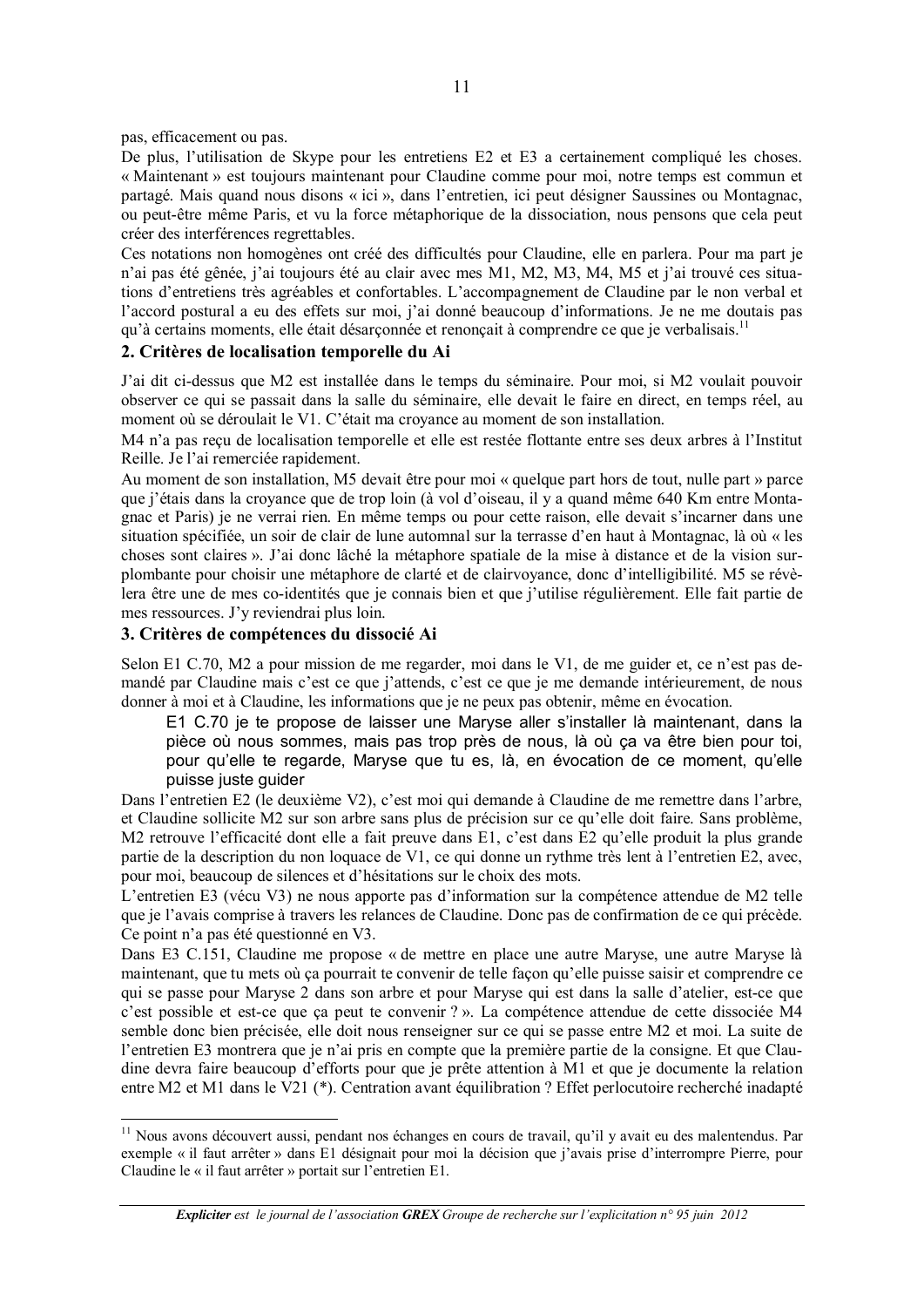pas, efficacement ou pas.

De plus, l'utilisation de Skype pour les entretiens E2 et E3 a certainement compliqué les choses. « Maintenant » est toujours maintenant pour Claudine comme pour moi, notre temps est commun et partagé. Mais quand nous disons « ici », dans l'entretien, ici peut désigner Saussines ou Montagnac, ou peut-être même Paris, et vu la force métaphorique de la dissociation, nous pensons que cela peut créer des interférences regrettables.

Ces notations non homogènes ont créé des difficultés pour Claudine, elle en parlera. Pour ma part je n'ai pas été gênée, j'ai toujours été au clair avec mes M1, M2, M3, M4, M5 et j'ai trouvé ces situations d'entretiens très agréables et confortables. L'accompagnement de Claudine par le non verbal et l'accord postural a eu des effets sur moi, j'ai donné beaucoup d'informations. Je ne me doutais pas qu'à certains moments, elle était désarçonnée et renonçait à comprendre ce que je verbalisais.[11]

## 2. Critères de localisation temporelle du Ai

J'ai dit ci-dessus que M2 est installée dans le temps du séminaire. Pour moi, si M2 voulait pouvoir observer ce qui se passait dans la salle du séminaire, elle devait le faire en direct, en temps réel, au moment où se déroulait le V1. C'était ma croyance au moment de son installation.

M4 n'a pas reçu de localisation temporelle et elle est restée flottante entre ses deux arbres à l'Institut Reille. Je l'ai remerciée rapidement.

Au moment de son installation, M5 devait être pour moi « quelque part hors de tout, nulle part » parce que j'étais dans la croyance que de trop loin (à vol d'oiseau, il y a quand même 640 Km entre Montagnac et Paris) je ne verrai rien. En même temps ou pour cette raison, elle devait s'incarner dans une situation spécifiée, un soir de clair de lune automnal sur la terrasse d'en haut à Montagnac, là où « les choses sont claires ». J'ai donc lâché la métaphore spatiale de la mise à distance et de la vision surplombante pour choisir une métaphore de clarté et de clairvoyance, donc d'intelligibilité. M5 se révèlera être une de mes co-identités que je connais bien et que j'utilise régulièrement. Elle fait partie de mes ressources. J'y reviendrai plus loin.

## 3. Critères de compétences du dissocié Ai

Selon E1 C.70, M2 a pour mission de me regarder, moi dans le V1, de me guider et, ce n'est pas demandé par Claudine mais c'est ce que j'attends, c'est ce que je me demande intérieurement, de nous donner à moi et à Claudine, les informations que je ne peux pas obtenir, même en évocation.

> E1 C.70 je te propose de laisser une Maryse aller s'installer là maintenant, dans la pièce où nous sommes, mais pas trop près de nous, là où ça va être bien pour toi, pour qu'elle te regarde, Maryse que tu es, là, en évocation de ce moment, qu'elle puisse juste guider

Dans l'entretien E2 (le deuxième V2), c'est moi qui demande à Claudine de me remettre dans l'arbre, et Claudine sollicite M2 sur son arbre sans plus de précision sur ce qu'elle doit faire. Sans problème, M2 retrouve l'efficacité dont elle a fait preuve dans E1, c'est dans E2 qu'elle produit la plus grande partie de la description du non loquace de V1, ce qui donne un rythme très lent à l'entretien E2, avec, pour moi, beaucoup de silences et d'hésitations sur le choix des mots.

L'entretien E3 (vécu V3) ne nous apporte pas d'information sur la compétence attendue de M2 telle que je l'avais comprise à travers les relances de Claudine. Donc pas de confirmation de ce qui précède. Ce point n'a pas été questionné en V3.

Dans E3 C.151, Claudine me propose « de mettre en place une autre Maryse, une autre Maryse là maintenant, que tu mets où ça pourrait te convenir de telle façon qu'elle puisse saisir et comprendre ce qui se passe pour Maryse 2 dans son arbre et pour Maryse qui est dans la salle d'atelier, est-ce que c'est possible et est-ce que ça peut te convenir ? ». La compétence attendue de cette dissociée M4 semble donc bien précisée, elle doit nous renseigner sur ce qui se passe entre M2 et moi. La suite de l'entretien E3 montrera que je n'ai pris en compte que la première partie de la consigne. Et que Claudine devra faire beaucoup d'efforts pour que je prête attention à M1 et que je documente la relation entre M2 et M1 dans le V21 (*). Centration avant équilibration ? Effet perlocutoire recherché inadapté

---

[11] Nous avons découvert aussi, pendant nos échanges en cours de travail, qu'il y avait eu des malentendus. Par exemple « il faut arrêter » dans E1 désignait pour moi la décision que j'avais prise d'interrompre Pierre, pour Claudine le « il faut arrêter » portait sur l'entretien E1.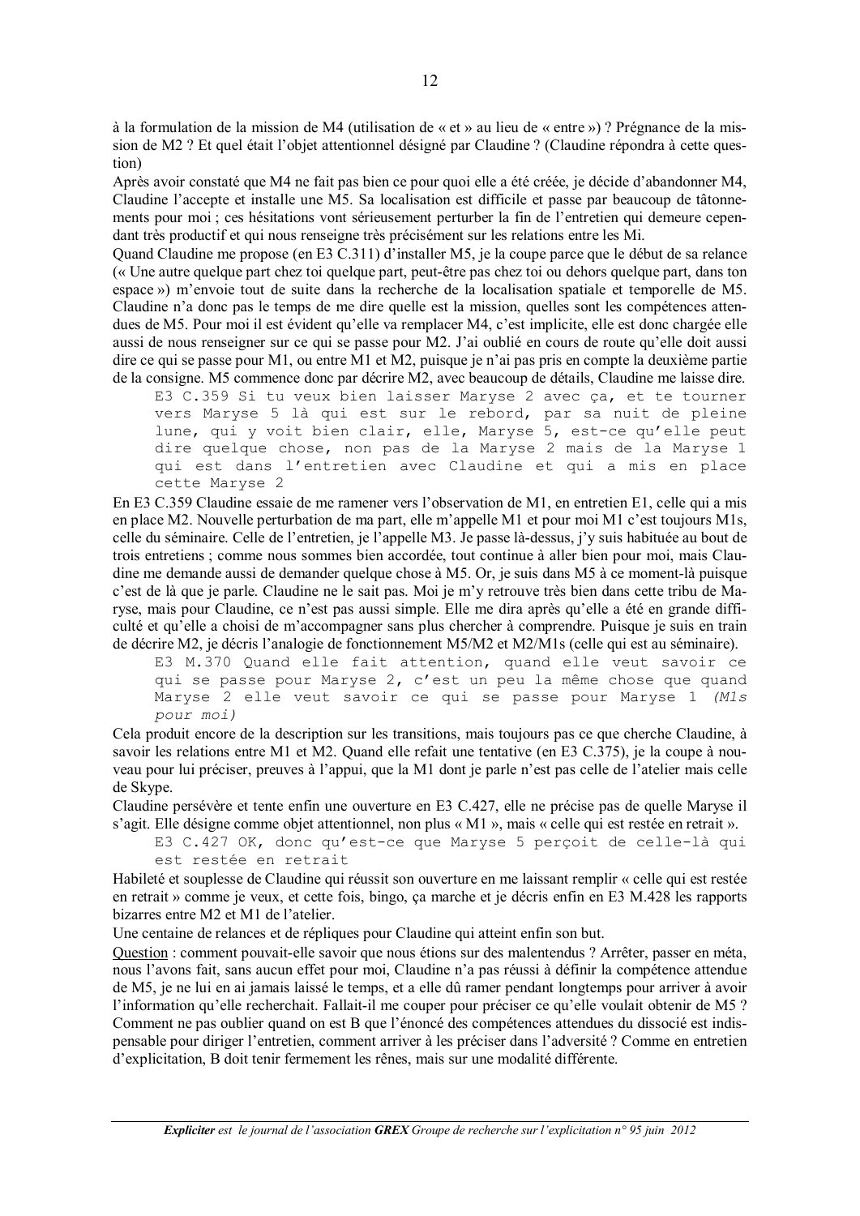à la formulation de la mission de M4 (utilisation de « et » au lieu de « entre ») ? Prégnance de la mission de M2 ? Et quel était l'objet attentionnel désigné par Claudine ? (Claudine répondra à cette question)

Après avoir constaté que M4 ne fait pas bien ce pour quoi elle a été créée, je décide d'abandonner M4, Claudine l'accepte et installe une M5. Sa localisation est difficile et passe par beaucoup de tâtonnements pour moi ; ces hésitations vont sérieusement perturber la fin de l'entretien qui demeure cependant très productif et qui nous renseigne très précisément sur les relations entre les Mi.

Quand Claudine me propose (en E3 C.311) d'installer M5, je la coupe parce que le début de sa relance (« Une autre quelque part chez toi quelque part, peut-être pas chez toi ou dehors quelque part, dans ton espace ») m'envoie tout de suite dans la recherche de la localisation spatiale et temporelle de M5. Claudine n'a donc pas le temps de me dire quelle est la mission, quelles sont les compétences attendues de M5. Pour moi il est évident qu'elle va remplacer M4, c'est implicite, elle est donc chargée elle aussi de nous renseigner sur ce qui se passe pour M2. J'ai oublié en cours de route qu'elle doit aussi dire ce qui se passe pour M1, ou entre M1 et M2, puisque je n'ai pas pris en compte la deuxième partie de la consigne. M5 commence donc par décrire M2, avec beaucoup de détails, Claudine me laisse dire.

```
E3 C.359 Si tu veux bien laisser Maryse 2 avec ça, et te tourner
vers Maryse 5 là qui est sur le rebord, par sa nuit de pleine
lune, qui y voit bien clair, elle, Maryse 5, est-ce qu'elle peut
dire quelque chose, non pas de la Maryse 2 mais de la Maryse 1
qui est dans l'entretien avec Claudine et qui a mis en place
cette Maryse 2
```

En E3 C.359 Claudine essaie de me ramener vers l'observation de M1, en entretien E1, celle qui a mis en place M2. Nouvelle perturbation de ma part, elle m'appelle M1 et pour moi M1 c'est toujours M1s, celle du séminaire. Celle de l'entretien, je l'appelle M3. Je passe là-dessus, j'y suis habituée au bout de trois entretiens ; comme nous sommes bien accordée, tout continue à aller bien pour moi, mais Claudine me demande aussi de demander quelque chose à M5. Or, je suis dans M5 à ce moment-là puisque c'est de là que je parle. Claudine ne le sait pas. Moi je m'y retrouve très bien dans cette tribu de Maryse, mais pour Claudine, ce n'est pas aussi simple. Elle me dira après qu'elle a été en grande difficulté et qu'elle a choisi de m'accompagner sans plus chercher à comprendre. Puisque je suis en train de décrire M2, je décris l'analogie de fonctionnement M5/M2 et M2/M1s (celle qui est au séminaire).

```
E3 M.370 Quand elle fait attention, quand elle veut savoir ce
qui se passe pour Maryse 2, c'est un peu la même chose que quand
Maryse 2 elle veut savoir ce qui se passe pour Maryse 1 (M1s
pour moi)
```

Cela produit encore de la description sur les transitions, mais toujours pas ce que cherche Claudine, à savoir les relations entre M1 et M2. Quand elle refait une tentative (en E3 C.375), je la coupe à nouveau pour lui préciser, preuves à l'appui, que la M1 dont je parle n'est pas celle de l'atelier mais celle de Skype.

Claudine persévère et tente enfin une ouverture en E3 C.427, elle ne précise pas de quelle Maryse il s'agit. Elle désigne comme objet attentionnel, non plus « M1 », mais « celle qui est restée en retrait ».

```
E3 C.427 OK, donc qu'est-ce que Maryse 5 perçoit de celle-là qui
est restée en retrait
```

Habileté et souplesse de Claudine qui réussit son ouverture en me laissant remplir « celle qui est restée en retrait » comme je veux, et cette fois, bingo, ça marche et je décris enfin en E3 M.428 les rapports bizarres entre M2 et M1 de l'atelier.

Une centaine de relances et de répliques pour Claudine qui atteint enfin son but.

Question : comment pouvait-elle savoir que nous étions sur des malentendus ? Arrêter, passer en méta, nous l'avons fait, sans aucun effet pour moi, Claudine n'a pas réussi à définir la compétence attendue de M5, je ne lui en ai jamais laissé le temps, et a elle dû ramer pendant longtemps pour arriver à avoir l'information qu'elle recherchait. Fallait-il me couper pour préciser ce qu'elle voulait obtenir de M5 ? Comment ne pas oublier quand on est B que l'énoncé des compétences attendues du dissocié est indispensable pour diriger l'entretien, comment arriver à les préciser dans l'adversité ? Comme en entretien d'explicitation, B doit tenir fermement les rênes, mais sur une modalité différente.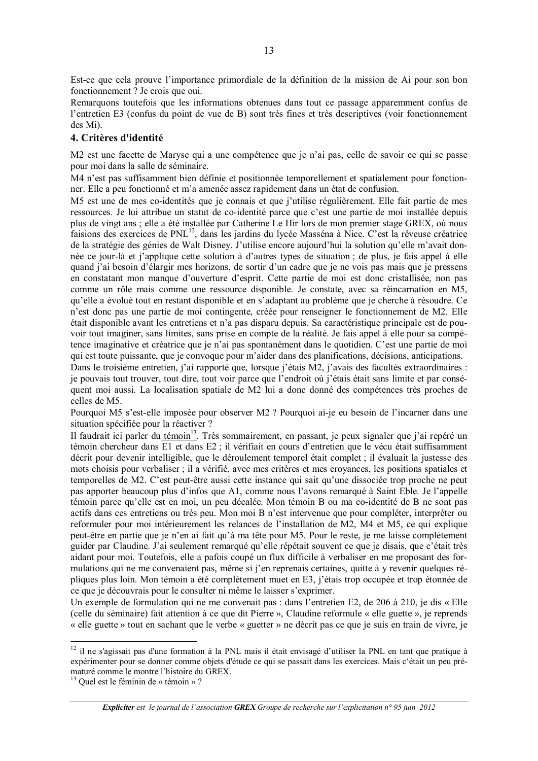Est-ce que cela prouve l'importance primordiale de la définition de la mission de Ai pour son bon fonctionnement ? Je crois que oui.

Remarquons toutefois que les informations obtenues dans tout ce passage apparemment confus de l'entretien E3 (confus du point de vue de B) sont très fines et très descriptives (voir fonctionnement des Mi).

## 4. Critères d'identité

M2 est une facette de Maryse qui a une compétence que je n'ai pas, celle de savoir ce qui se passe pour moi dans la salle de séminaire.

M4 n'est pas suffisamment bien définie et positionnée temporellement et spatialement pour fonctionner. Elle a peu fonctionné et m'a amenée assez rapidement dans un état de confusion.

M5 est une de mes co-identités que je connais et que j'utilise régulièrement. Elle fait partie de mes ressources. Je lui attribue un statut de co-identité parce que c'est une partie de moi installée depuis plus de vingt ans ; elle a été installée par Catherine Le Hir lors de mon premier stage GREX, où nous faisions des exercices de PNL[12], dans les jardins du lycée Masséna à Nice. C'est la rêveuse créatrice de la stratégie des génies de Walt Disney. J'utilise encore aujourd'hui la solution qu'elle m'avait donnée ce jour-là et j'applique cette solution à d'autres types de situation ; de plus, je fais appel à elle quand j'ai besoin d'élargir mes horizons, de sortir d'un cadre que je ne vois pas mais que je pressens en constatant mon manque d'ouverture d'esprit. Cette partie de moi est donc cristallisée, non pas comme un rôle mais comme une ressource disponible. Je constate, avec sa réincarnation en M5, qu'elle a évolué tout en restant disponible et en s'adaptant au problème que je cherche à résoudre. Ce n'est donc pas une partie de moi contingente, créée pour renseigner le fonctionnement de M2. Elle était disponible avant les entretiens et n'a pas disparu depuis. Sa caractéristique principale est de pouvoir tout imaginer, sans limites, sans prise en compte de la réalité. Je fais appel à elle pour sa compétence imaginative et créatrice que je n'ai pas spontanément dans le quotidien. C'est une partie de moi qui est toute puissante, que je convoque pour m'aider dans des planifications, décisions, anticipations.

Dans le troisième entretien, j'ai rapporté que, lorsque j'étais M2, j'avais des facultés extraordinaires : je pouvais tout trouver, tout dire, tout voir parce que l'endroit où j'étais était sans limite et par conséquent moi aussi. La localisation spatiale de M2 lui a donc donné des compétences très proches de celles de M5.

Pourquoi M5 s'est-elle imposée pour observer M2 ? Pourquoi ai-je eu besoin de l'incarner dans une situation spécifiée pour la réactiver ?

Il faudrait ici parler du <u>témoin</u>[13]. Très sommairement, en passant, je peux signaler que j'ai repéré un témoin chercheur dans E1 et dans E2 ; il vérifiait en cours d'entretien que le vécu était suffisamment décrit pour devenir intelligible, que le déroulement temporel était complet ; il évaluait la justesse des mots choisis pour verbaliser ; il a vérifié, avec mes critères et mes croyances, les positions spatiales et temporelles de M2. C'est peut-être aussi cette instance qui sait qu'une dissociée trop proche ne peut pas apporter beaucoup plus d'infos que A1, comme nous l'avons remarqué à Saint Eble. Je l'appelle témoin parce qu'elle est en moi, un peu décalée. Mon témoin B ou ma co-identité de B ne sont pas actifs dans ces entretiens ou très peu. Mon moi B n'est intervenue que pour compléter, interpréter ou reformuler pour moi intérieurement les relances de l'installation de M2, M4 et M5, ce qui explique peut-être en partie que je n'en ai fait qu'à ma tête pour M5. Pour le reste, je me laisse complètement guider par Claudine. J'ai seulement remarqué qu'elle répétait souvent ce que je disais, que c'était très aidant pour moi. Toutefois, elle a pafois coupé un flux difficile à verbaliser en me proposant des formulations qui ne me convenaient pas, même si j'en reprenais certaines, quitte à y revenir quelques répliques plus loin. Mon témoin a été complètement muet en E3, j'étais trop occupée et trop étonnée de ce que je découvrais pour le consulter ni même le laisser s'exprimer.

<u>Un exemple de formulation qui ne me convenait pas</u> : dans l'entretien E2, de 206 à 210, je dis « Elle (celle du séminaire) fait attention à ce que dit Pierre », Claudine reformule « elle guette », je reprends « elle guette » tout en sachant que le verbe « guetter » ne décrit pas ce que je suis en train de vivre, je

---

[12] il ne s'agissait pas d'une formation à la PNL mais il était envisagé d'utiliser la PNL en tant que pratique à expérimenter pour se donner comme objets d'étude ce qui se passait dans les exercices. Mais c'était un peu prématuré comme le montre l'histoire du GREX.

[13] Quel est le féminin de « témoin » ?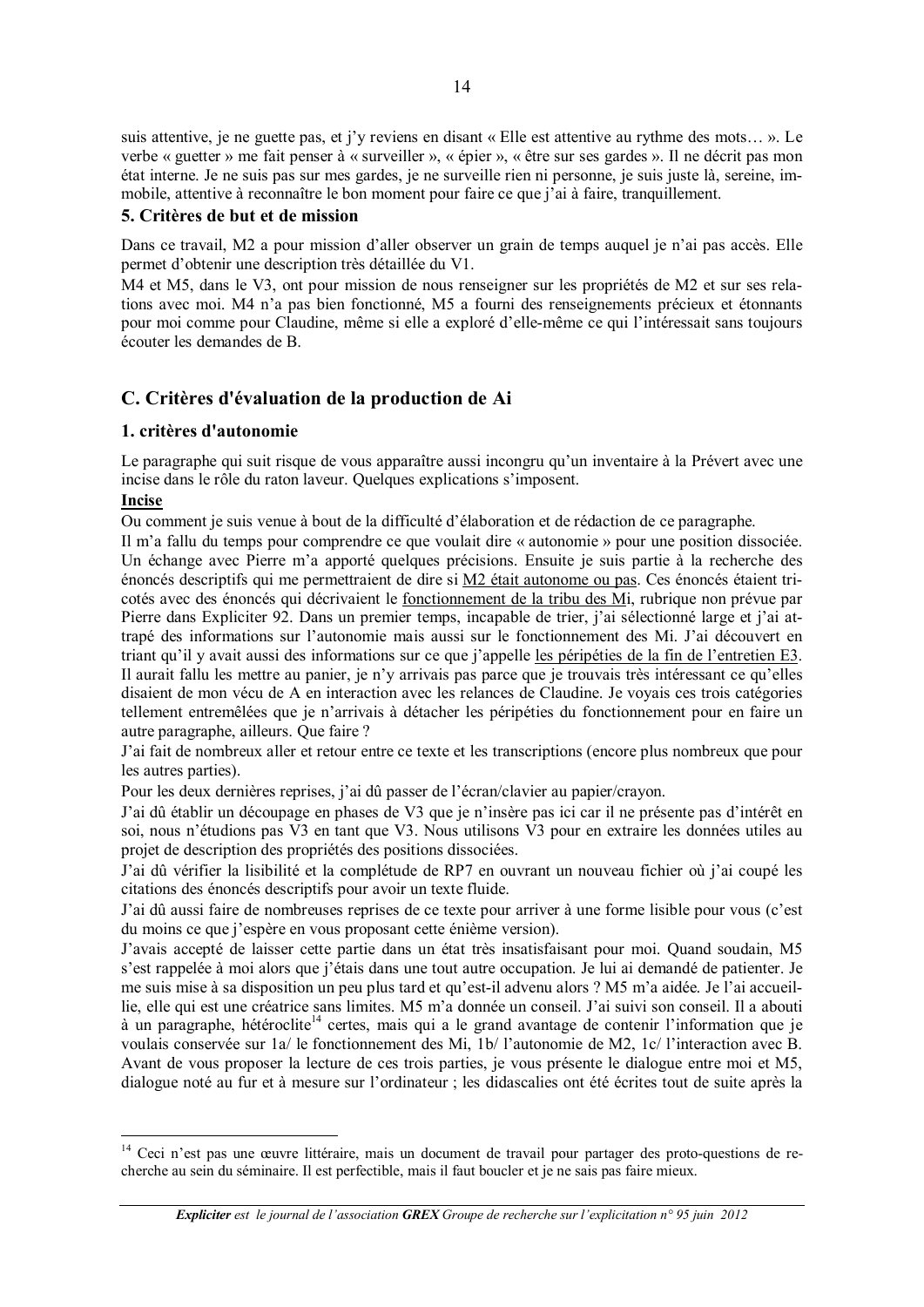suis attentive, je ne guette pas, et j'y reviens en disant « Elle est attentive au rythme des mots… ». Le verbe « guetter » me fait penser à « surveiller », « épier », « être sur ses gardes ». Il ne décrit pas mon état interne. Je ne suis pas sur mes gardes, je ne surveille rien ni personne, je suis juste là, sereine, immobile, attentive à reconnaître le bon moment pour faire ce que j'ai à faire, tranquillement.

### 5. Critères de but et de mission

Dans ce travail, M2 a pour mission d'aller observer un grain de temps auquel je n'ai pas accès. Elle permet d'obtenir une description très détaillée du V1.

M4 et M5, dans le V3, ont pour mission de nous renseigner sur les propriétés de M2 et sur ses relations avec moi. M4 n'a pas bien fonctionné, M5 a fourni des renseignements précieux et étonnants pour moi comme pour Claudine, même si elle a exploré d'elle-même ce qui l'intéressait sans toujours écouter les demandes de B.

## C. Critères d'évaluation de la production de Ai

### 1. critères d'autonomie

Le paragraphe qui suit risque de vous apparaître aussi incongru qu'un inventaire à la Prévert avec une incise dans le rôle du raton laveur. Quelques explications s'imposent.

**Incise**

Ou comment je suis venue à bout de la difficulté d'élaboration et de rédaction de ce paragraphe.

Il m'a fallu du temps pour comprendre ce que voulait dire « autonomie » pour une position dissociée. Un échange avec Pierre m'a apporté quelques précisions. Ensuite je suis partie à la recherche des énoncés descriptifs qui me permettraient de dire si M2 était autonome ou pas. Ces énoncés étaient tricotés avec des énoncés qui décrivaient le fonctionnement de la tribu des Mi, rubrique non prévue par Pierre dans Expliciter 92. Dans un premier temps, incapable de trier, j'ai sélectionné large et j'ai attrapé des informations sur l'autonomie mais aussi sur le fonctionnement des Mi. J'ai découvert en triant qu'il y avait aussi des informations sur ce que j'appelle les péripéties de la fin de l'entretien E3. Il aurait fallu les mettre au panier, je n'y arrivais pas parce que je trouvais très intéressant ce qu'elles disaient de mon vécu de A en interaction avec les relances de Claudine. Je voyais ces trois catégories tellement entremêlées que je n'arrivais à détacher les péripéties du fonctionnement pour en faire un autre paragraphe, ailleurs. Que faire ?

J'ai fait de nombreux aller et retour entre ce texte et les transcriptions (encore plus nombreux que pour les autres parties).

Pour les deux dernières reprises, j'ai dû passer de l'écran/clavier au papier/crayon.

J'ai dû établir un découpage en phases de V3 que je n'insère pas ici car il ne présente pas d'intérêt en soi, nous n'étudions pas V3 en tant que V3. Nous utilisons V3 pour en extraire les données utiles au projet de description des propriétés des positions dissociées.

J'ai dû vérifier la lisibilité et la complétude de RP7 en ouvrant un nouveau fichier où j'ai coupé les citations des énoncés descriptifs pour avoir un texte fluide.

J'ai dû aussi faire de nombreuses reprises de ce texte pour arriver à une forme lisible pour vous (c'est du moins ce que j'espère en vous proposant cette énième version).

J'avais accepté de laisser cette partie dans un état très insatisfaisant pour moi. Quand soudain, M5 s'est rappelée à moi alors que j'étais dans une tout autre occupation. Je lui ai demandé de patienter. Je me suis mise à sa disposition un peu plus tard et qu'est-il advenu alors ? M5 m'a aidée. Je l'ai accueillie, elle qui est une créatrice sans limites. M5 m'a donnée un conseil. J'ai suivi son conseil. Il a abouti à un paragraphe, hétéroclite[14] certes, mais qui a le grand avantage de contenir l'information que je voulais conservée sur 1a/ le fonctionnement des Mi, 1b/ l'autonomie de M2, 1c/ l'interaction avec B. Avant de vous proposer la lecture de ces trois parties, je vous présente le dialogue entre moi et M5, dialogue noté au fur et à mesure sur l'ordinateur ; les didascalies ont été écrites tout de suite après la

[14] Ceci n'est pas une œuvre littéraire, mais un document de travail pour partager des proto-questions de recherche au sein du séminaire. Il est perfectible, mais il faut boucler et je ne sais pas faire mieux.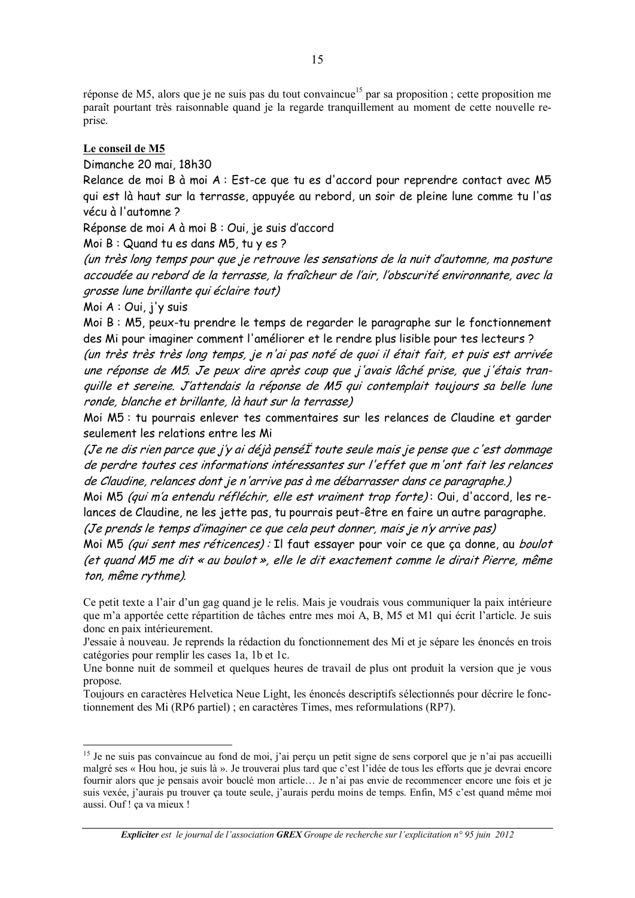réponse de M5, alors que je ne suis pas du tout convaincue[15] par sa proposition ; cette proposition me paraît pourtant très raisonnable quand je la regarde tranquillement au moment de cette nouvelle reprise.

**Le conseil de M5**

Dimanche 20 mai, 18h30

Relance de moi B à moi A : Est-ce que tu es d'accord pour reprendre contact avec M5 qui est là haut sur la terrasse, appuyée au rebord, un soir de pleine lune comme tu l'as vécu à l'automne ?

Réponse de moi A à moi B : Oui, je suis d'accord

Moi B : Quand tu es dans M5, tu y es ?

*(un très long temps pour que je retrouve les sensations de la nuit d'automne, ma posture accoudée au rebord de la terrasse, la fraîcheur de l'air, l'obscurité environnante, avec la grosse lune brillante qui éclaire tout)*

Moi A : Oui, j'y suis

Moi B : M5, peux-tu prendre le temps de regarder le paragraphe sur le fonctionnement des Mi pour imaginer comment l'améliorer et le rendre plus lisible pour tes lecteurs ?

*(un très très très long temps, je n'ai pas noté de quoi il était fait, et puis est arrivée une réponse de M5. Je peux dire après coup que j'avais lâché prise, que j'étais tranquille et sereine. J'attendais la réponse de M5 qui contemplait toujours sa belle lune ronde, blanche et brillante, là haut sur la terrasse)*

Moi M5 : tu pourrais enlever tes commentaires sur les relances de Claudine et garder seulement les relations entre les Mi

*(Je ne dis rien parce que j'y ai déjà penséÏ toute seule mais je pense que c'est dommage de perdre toutes ces informations intéressantes sur l'effet que m'ont fait les relances de Claudine, relances dont je n'arrive pas à me débarrasser dans ce paragraphe.)*

Moi M5 *(qui m'a entendu réfléchir, elle est vraiment trop forte)* : Oui, d'accord, les relances de Claudine, ne les jette pas, tu pourrais peut-être en faire un autre paragraphe.

*(Je prends le temps d'imaginer ce que cela peut donner, mais je n'y arrive pas)*

Moi M5 *(qui sent mes réticences) :* Il faut essayer pour voir ce que ça donne, au *boulot (et quand M5 me dit « au boulot », elle le dit exactement comme le dirait Pierre, même ton, même rythme).*

Ce petit texte a l'air d'un gag quand je le relis. Mais je voudrais vous communiquer la paix intérieure que m'a apportée cette répartition de tâches entre mes moi A, B, M5 et M1 qui écrit l'article. Je suis donc en paix intérieurement.

J'essaie à nouveau. Je reprends la rédaction du fonctionnement des Mi et je sépare les énoncés en trois catégories pour remplir les cases 1a, 1b et 1c.

Une bonne nuit de sommeil et quelques heures de travail de plus ont produit la version que je vous propose.

Toujours en caractères Helvetica Neue Light, les énoncés descriptifs sélectionnés pour décrire le fonctionnement des Mi (RP6 partiel) ; en caractères Times, mes reformulations (RP7).

---

[15] Je ne suis pas convaincue au fond de moi, j'ai perçu un petit signe de sens corporel que je n'ai pas accueilli malgré ses « Hou hou, je suis là ». Je trouverai plus tard que c'est l'idée de tous les efforts que je devrai encore fournir alors que je pensais avoir bouclé mon article… Je n'ai pas envie de recommencer encore une fois et je suis vexée, j'aurais pu trouver ça toute seule, j'aurais perdu moins de temps. Enfin, M5 c'est quand même moi aussi. Ouf ! ça va mieux !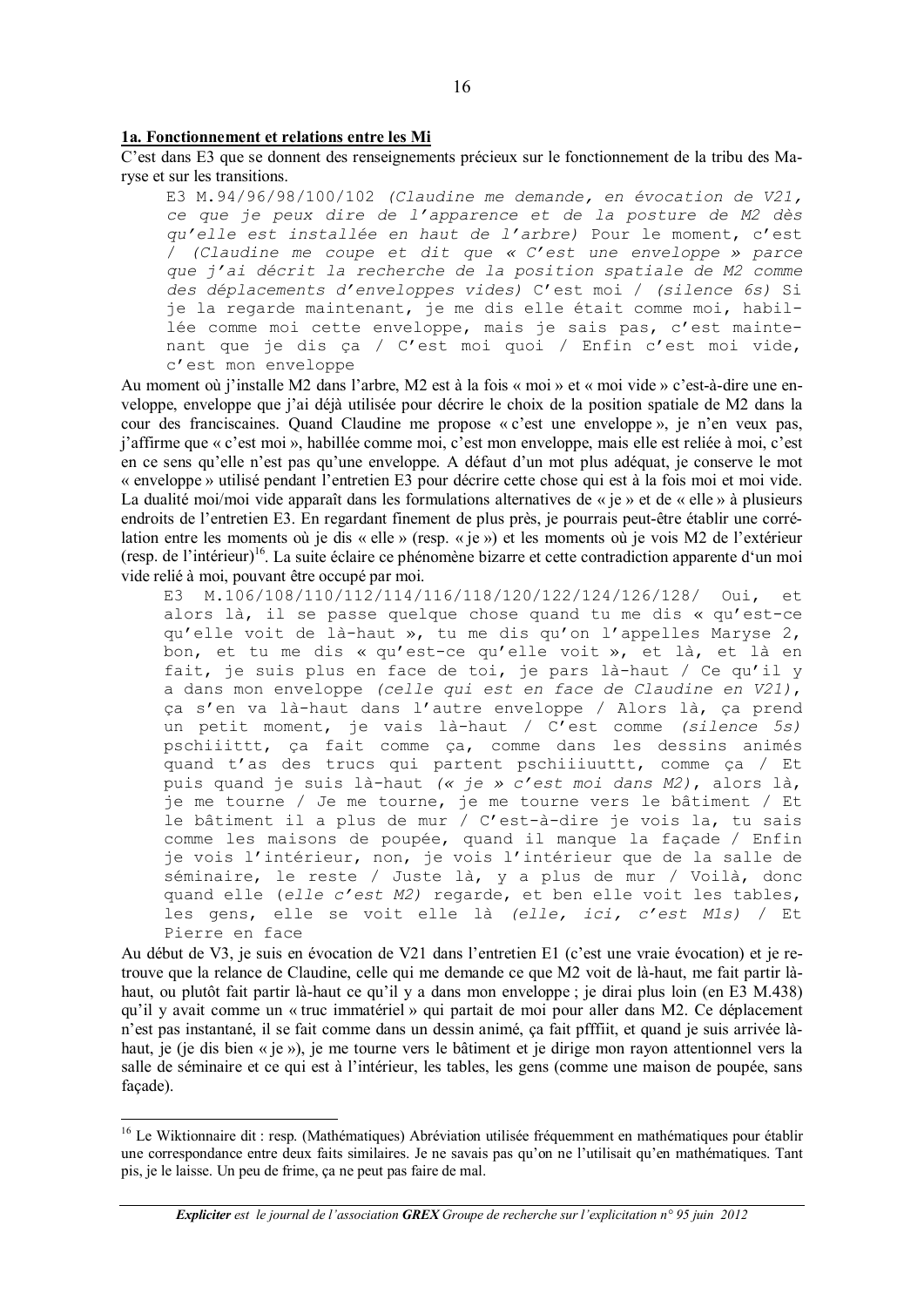**1a. Fonctionnement et relations entre les Mi**

C'est dans E3 que se donnent des renseignements précieux sur le fonctionnement de la tribu des Maryse et sur les transitions.

> E3 M.94/96/98/100/102 *(Claudine me demande, en évocation de V21, ce que je peux dire de l'apparence et de la posture de M2 dès qu'elle est installée en haut de l'arbre)* Pour le moment, c'est / *(Claudine me coupe et dit que « C'est une enveloppe » parce que j'ai décrit la recherche de la position spatiale de M2 comme des déplacements d'enveloppes vides)* C'est moi / *(silence 6s)* Si je la regarde maintenant, je me dis elle était comme moi, habillée comme moi cette enveloppe, mais je sais pas, c'est maintenant que je dis ça / C'est moi quoi / Enfin c'est moi vide, c'est mon enveloppe

Au moment où j'installe M2 dans l'arbre, M2 est à la fois « moi » et « moi vide » c'est-à-dire une enveloppe, enveloppe que j'ai déjà utilisée pour décrire le choix de la position spatiale de M2 dans la cour des franciscaines. Quand Claudine me propose « c'est une enveloppe », je n'en veux pas, j'affirme que « c'est moi », habillée comme moi, c'est mon enveloppe, mais elle est reliée à moi, c'est en ce sens qu'elle n'est pas qu'une enveloppe. A défaut d'un mot plus adéquat, je conserve le mot « enveloppe » utilisé pendant l'entretien E3 pour décrire cette chose qui est à la fois moi et moi vide. La dualité moi/moi vide apparaît dans les formulations alternatives de « je » et de « elle » à plusieurs endroits de l'entretien E3. En regardant finement de plus près, je pourrais peut-être établir une corrélation entre les moments où je dis « elle » (resp. « je ») et les moments où je vois M2 de l'extérieur (resp. de l'intérieur)[16]. La suite éclaire ce phénomène bizarre et cette contradiction apparente d'un moi vide relié à moi, pouvant être occupé par moi.

> E3 M.106/108/110/112/114/116/118/120/122/124/126/128/ Oui, et alors là, il se passe quelque chose quand tu me dis « qu'est-ce qu'elle voit de là-haut », tu me dis qu'on l'appelles Maryse 2, bon, et tu me dis « qu'est-ce qu'elle voit », et là, et là en fait, je suis plus en face de toi, je pars là-haut / Ce qu'il y a dans mon enveloppe *(celle qui est en face de Claudine en V21)*, ça s'en va là-haut dans l'autre enveloppe / Alors là, ça prend un petit moment, je vais là-haut / C'est comme *(silence 5s)* pschiiittt, ça fait comme ça, comme dans les dessins animés quand t'as des trucs qui partent pschiiiuuttt, comme ça / Et puis quand je suis là-haut *(« je » c'est moi dans M2)*, alors là, je me tourne / Je me tourne, je me tourne vers le bâtiment / Et le bâtiment il a plus de mur / C'est-à-dire je vois la, tu sais comme les maisons de poupée, quand il manque la façade / Enfin je vois l'intérieur, non, je vois l'intérieur que de la salle de séminaire, le reste / Juste là, y a plus de mur / Voilà, donc quand elle *(elle c'est M2)* regarde, et ben elle voit les tables, les gens, elle se voit elle là *(elle, ici, c'est M1s)* / Et Pierre en face

Au début de V3, je suis en évocation de V21 dans l'entretien E1 (c'est une vraie évocation) et je retrouve que la relance de Claudine, celle qui me demande ce que M2 voit de là-haut, me fait partir là-haut, ou plutôt fait partir là-haut ce qu'il y a dans mon enveloppe ; je dirai plus loin (en E3 M.438) qu'il y avait comme un « truc immatériel » qui partait de moi pour aller dans M2. Ce déplacement n'est pas instantané, il se fait comme dans un dessin animé, ça fait pffiit, et quand je suis arrivée là-haut, je (je dis bien « je »), je me tourne vers le bâtiment et je dirige mon rayon attentionnel vers la salle de séminaire et ce qui est à l'intérieur, les tables, les gens (comme une maison de poupée, sans façade).

---

[16] Le Wiktionnaire dit : resp. (Mathématiques) Abréviation utilisée fréquemment en mathématiques pour établir une correspondance entre deux faits similaires. Je ne savais pas qu'on ne l'utilisait qu'en mathématiques. Tant pis, je le laisse. Un peu de frime, ça ne peut pas faire de mal.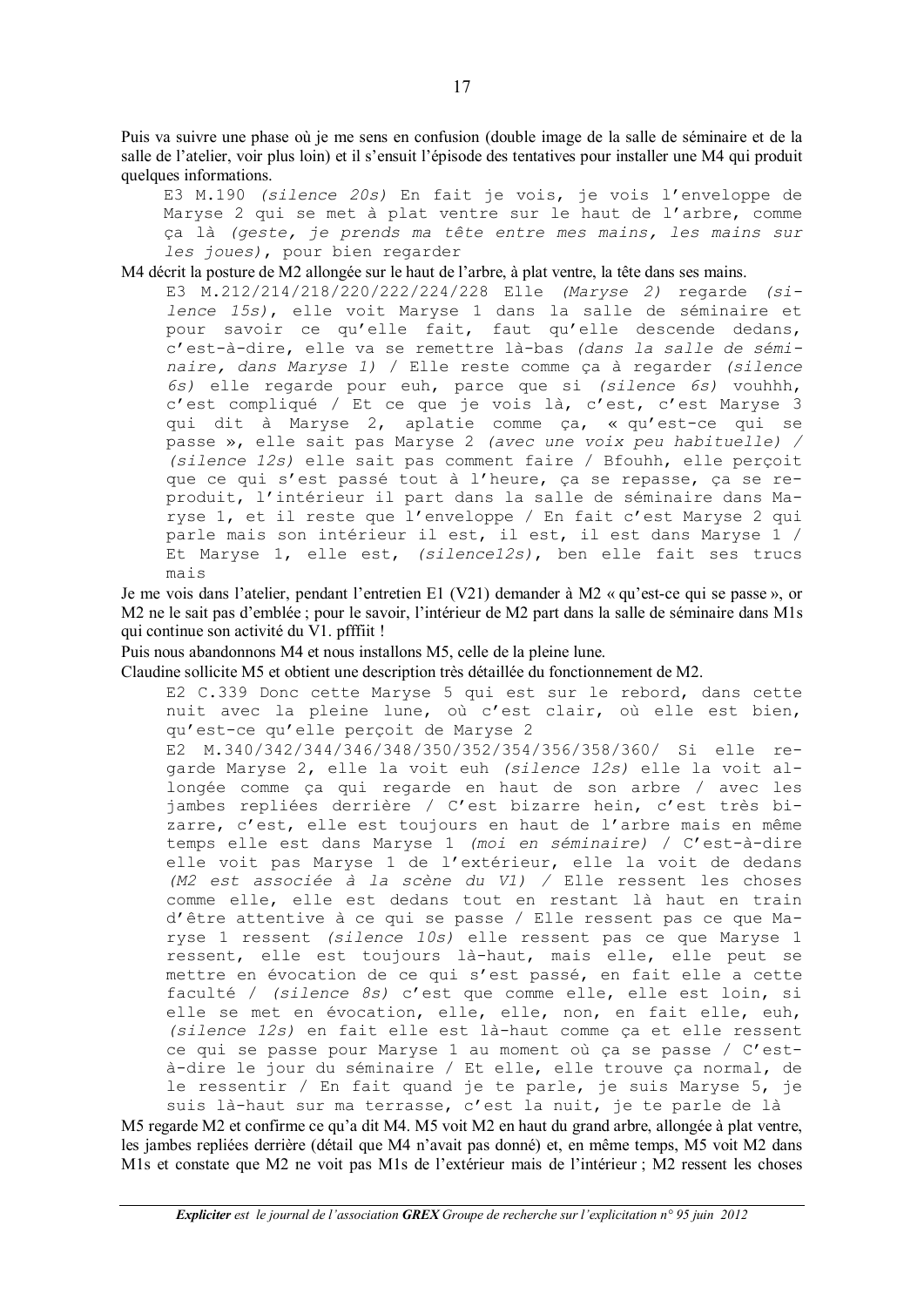Puis va suivre une phase où je me sens en confusion (double image de la salle de séminaire et de la salle de l'atelier, voir plus loin) et il s'ensuit l'épisode des tentatives pour installer une M4 qui produit quelques informations.

> E3 M.190 *(silence 20s)* En fait je vois, je vois l'enveloppe de Maryse 2 qui se met à plat ventre sur le haut de l'arbre, comme ça là *(geste, je prends ma tête entre mes mains, les mains sur les joues)*, pour bien regarder

M4 décrit la posture de M2 allongée sur le haut de l'arbre, à plat ventre, la tête dans ses mains.

> E3 M.212/214/218/220/222/224/228 Elle *(Maryse 2)* regarde *(silence 15s)*, elle voit Maryse 1 dans la salle de séminaire et pour savoir ce qu'elle fait, faut qu'elle descende dedans, c'est-à-dire, elle va se remettre là-bas *(dans la salle de séminaire, dans Maryse 1)* / Elle reste comme ça à regarder *(silence 6s)* elle regarde pour euh, parce que si *(silence 6s)* vouhhh, c'est compliqué / Et ce que je vois là, c'est, c'est Maryse 3 qui dit à Maryse 2, aplatie comme ça, « qu'est-ce qui se passe », elle sait pas Maryse 2 *(avec une voix peu habituelle)* / *(silence 12s)* elle sait pas comment faire / Bfouhh, elle perçoit que ce qui s'est passé tout à l'heure, ça se repasse, ça se reproduit, l'intérieur il part dans la salle de séminaire dans Maryse 1, et il reste que l'enveloppe / En fait c'est Maryse 2 qui parle mais son intérieur il est, il est, il est dans Maryse 1 / Et Maryse 1, elle est, *(silence12s)*, ben elle fait ses trucs mais

Je me vois dans l'atelier, pendant l'entretien E1 (V21) demander à M2 « qu'est-ce qui se passe », or M2 ne le sait pas d'emblée ; pour le savoir, l'intérieur de M2 part dans la salle de séminaire dans M1s qui continue son activité du V1. pfffiit !

Puis nous abandonnons M4 et nous installons M5, celle de la pleine lune.

Claudine sollicite M5 et obtient une description très détaillée du fonctionnement de M2.

> E2 C.339 Donc cette Maryse 5 qui est sur le rebord, dans cette nuit avec la pleine lune, où c'est clair, où elle est bien, qu'est-ce qu'elle perçoit de Maryse 2
>
> E2 M.340/342/344/346/348/350/352/354/356/358/360/ Si elle regarde Maryse 2, elle la voit euh *(silence 12s)* elle la voit allongée comme ça qui regarde en haut de son arbre / avec les jambes repliées derrière / C'est bizarre hein, c'est très bizarre, c'est, elle est toujours en haut de l'arbre mais en même temps elle est dans Maryse 1 *(moi en séminaire)* / C'est-à-dire elle voit pas Maryse 1 de l'extérieur, elle la voit de dedans *(M2 est associée à la scène du V1)* / Elle ressent les choses comme elle, elle est dedans tout en restant là haut en train d'être attentive à ce qui se passe / Elle ressent pas ce que Maryse 1 ressent *(silence 10s)* elle ressent pas ce que Maryse 1 ressent, elle est toujours là-haut, mais elle, elle peut se mettre en évocation de ce qui s'est passé, en fait elle a cette faculté / *(silence 8s)* c'est que comme elle, elle est loin, si elle se met en évocation, elle, elle, non, en fait elle, euh, *(silence 12s)* en fait elle est là-haut comme ça et elle ressent ce qui se passe pour Maryse 1 au moment où ça se passe / C'est-à-dire le jour du séminaire / Et elle, elle trouve ça normal, de le ressentir / En fait quand je te parle, je suis Maryse 5, je suis là-haut sur ma terrasse, c'est la nuit, je te parle de là

M5 regarde M2 et confirme ce qu'a dit M4. M5 voit M2 en haut du grand arbre, allongée à plat ventre, les jambes repliées derrière (détail que M4 n'avait pas donné) et, en même temps, M5 voit M2 dans M1s et constate que M2 ne voit pas M1s de l'extérieur mais de l'intérieur ; M2 ressent les choses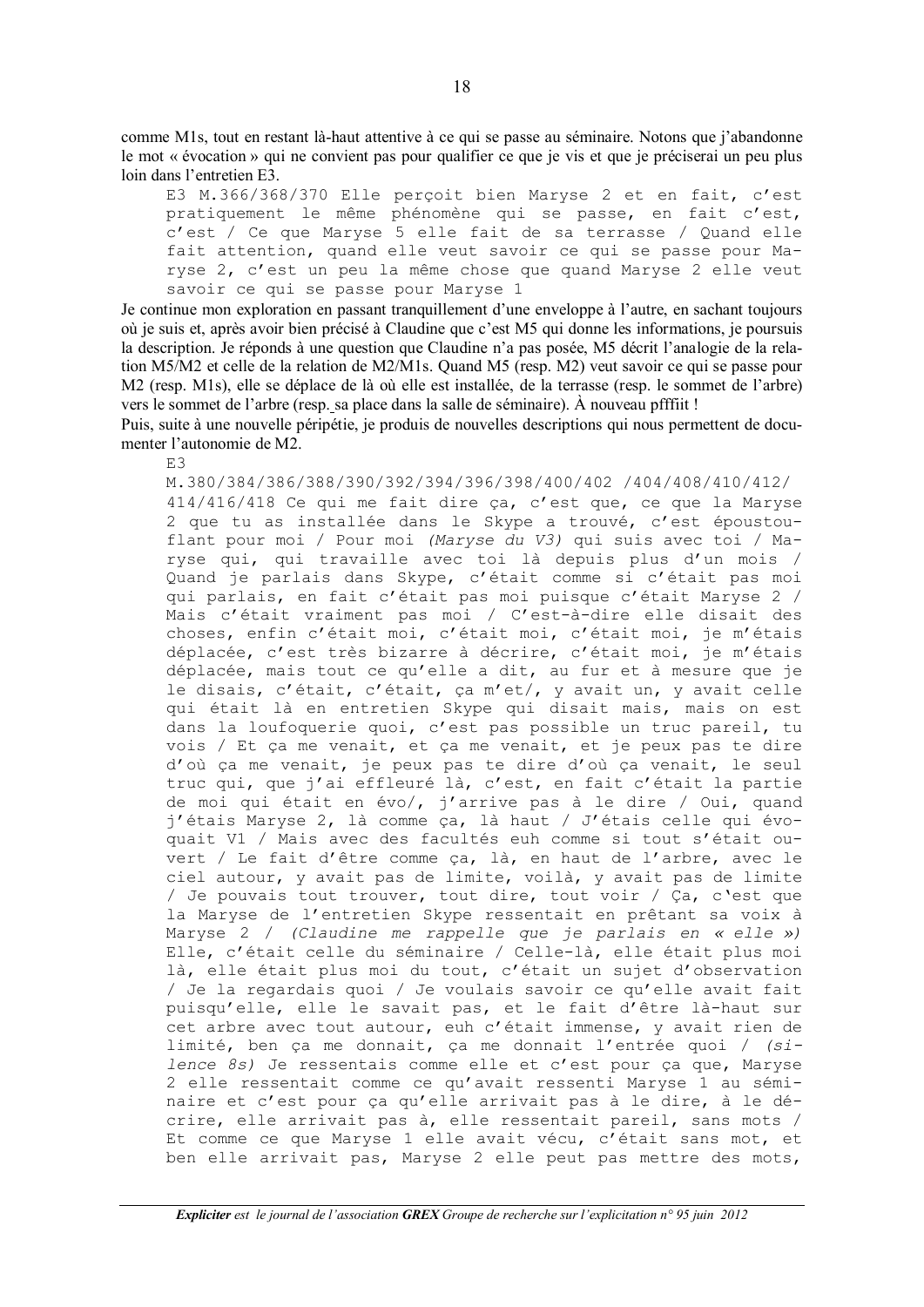comme M1s, tout en restant là-haut attentive à ce qui se passe au séminaire. Notons que j'abandonne le mot « évocation » qui ne convient pas pour qualifier ce que je vis et que je préciserai un peu plus loin dans l'entretien E3.

> E3 M.366/368/370 Elle perçoit bien Maryse 2 et en fait, c'est pratiquement le même phénomène qui se passe, en fait c'est, c'est / Ce que Maryse 5 elle fait de sa terrasse / Quand elle fait attention, quand elle veut savoir ce qui se passe pour Maryse 2, c'est un peu la même chose que quand Maryse 2 elle veut savoir ce qui se passe pour Maryse 1

Je continue mon exploration en passant tranquillement d'une enveloppe à l'autre, en sachant toujours où je suis et, après avoir bien précisé à Claudine que c'est M5 qui donne les informations, je poursuis la description. Je réponds à une question que Claudine n'a pas posée, M5 décrit l'analogie de la relation M5/M2 et celle de la relation de M2/M1s. Quand M5 (resp. M2) veut savoir ce qui se passe pour M2 (resp. M1s), elle se déplace de là où elle est installée, de la terrasse (resp. le sommet de l'arbre) vers le sommet de l'arbre (resp. sa place dans la salle de séminaire). À nouveau pfffiit !

Puis, suite à une nouvelle péripétie, je produis de nouvelles descriptions qui nous permettent de documenter l'autonomie de M2.

> E3
> M.380/384/386/388/390/392/394/396/398/400/402 /404/408/410/412/ 414/416/418 Ce qui me fait dire ça, c'est que, ce que la Maryse 2 que tu as installée dans le Skype a trouvé, c'est époustouflant pour moi / Pour moi *(Maryse du V3)* qui suis avec toi / Maryse qui, qui travaille avec toi là depuis plus d'un mois / Quand je parlais dans Skype, c'était comme si c'était pas moi qui parlais, en fait c'était pas moi puisque c'était Maryse 2 / Mais c'était vraiment pas moi / C'est-à-dire elle disait des choses, enfin c'était moi, c'était moi, c'était moi, je m'étais déplacée, c'est très bizarre à décrire, c'était moi, je m'étais déplacée, mais tout ce qu'elle a dit, au fur et à mesure que je le disais, c'était, c'était, ça m'et/, y avait un, y avait celle qui était là en entretien Skype qui disait mais, mais on est dans la loufoquerie quoi, c'est pas possible un truc pareil, tu vois / Et ça me venait, et ça me venait, et je peux pas te dire d'où ça me venait, je peux pas te dire d'où ça venait, le seul truc qui, que j'ai effleuré là, c'est, en fait c'était la partie de moi qui était en évo/, j'arrive pas à le dire / Oui, quand j'étais Maryse 2, là comme ça, là haut / J'étais celle qui évoquait V1 / Mais avec des facultés euh comme si tout s'était ouvert / Le fait d'être comme ça, là, en haut de l'arbre, avec le ciel autour, y avait pas de limite, voilà, y avait pas de limite / Je pouvais tout trouver, tout dire, tout voir / Ça, c'est que la Maryse de l'entretien Skype ressentait en prêtant sa voix à Maryse 2 / *(Claudine me rappelle que je parlais en « elle »)* Elle, c'était celle du séminaire / Celle-là, elle était plus moi là, elle était plus moi du tout, c'était un sujet d'observation / Je la regardais quoi / Je voulais savoir ce qu'elle avait fait puisqu'elle, elle le savait pas, et le fait d'être là-haut sur cet arbre avec tout autour, euh c'était immense, y avait rien de limité, ben ça me donnait, ça me donnait l'entrée quoi / *(silence 8s)* Je ressentais comme elle et c'est pour ça que, Maryse 2 elle ressentait comme ce qu'avait ressenti Maryse 1 au séminaire et c'est pour ça qu'elle arrivait pas à le dire, à le décrire, elle arrivait pas à, elle ressentait pareil, sans mots / Et comme ce que Maryse 1 elle avait vécu, c'était sans mot, et ben elle arrivait pas, Maryse 2 elle peut pas mettre des mots,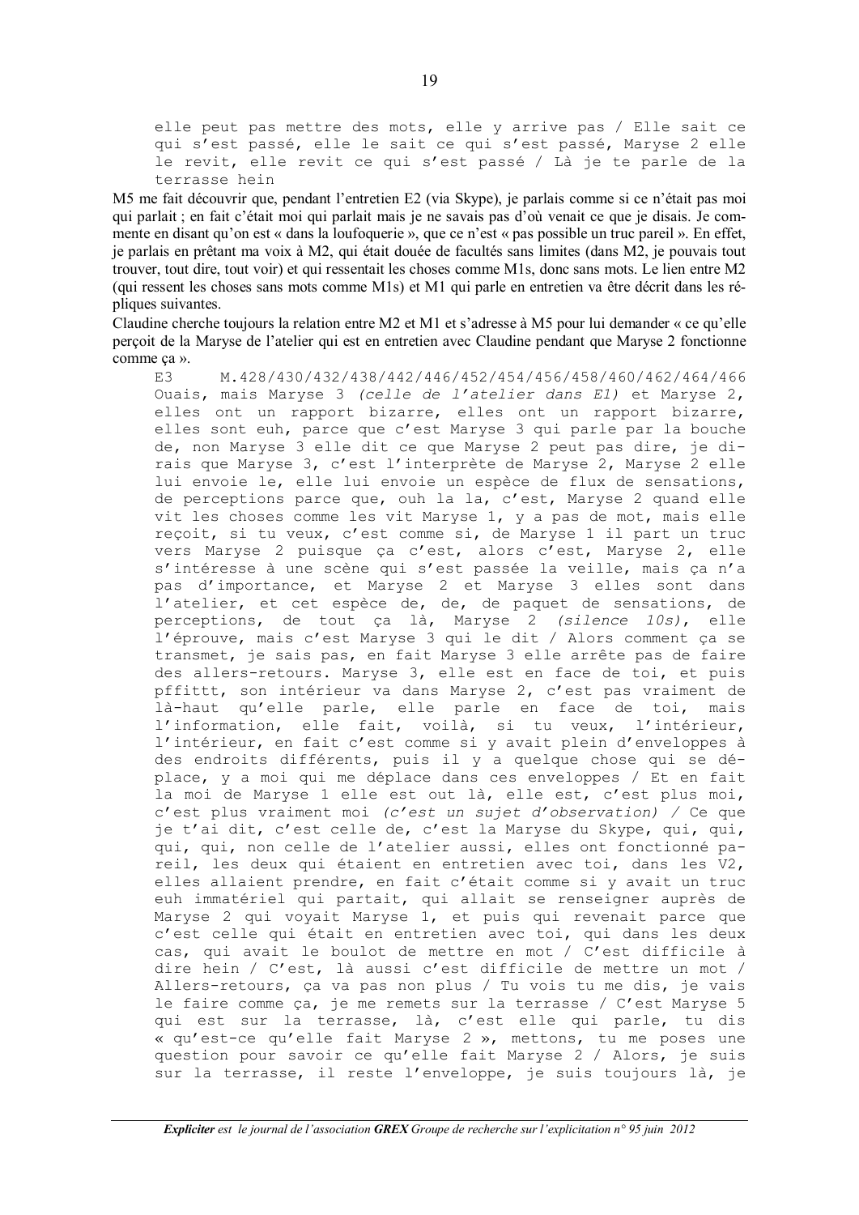elle peut pas mettre des mots, elle y arrive pas / Elle sait ce qui s'est passé, elle le sait ce qui s'est passé, Maryse 2 elle le revit, elle revit ce qui s'est passé / Là je te parle de la terrasse hein

M5 me fait découvrir que, pendant l'entretien E2 (via Skype), je parlais comme si ce n'était pas moi qui parlait ; en fait c'était moi qui parlait mais je ne savais pas d'où venait ce que je disais. Je commente en disant qu'on est « dans la loufoquerie », que ce n'est « pas possible un truc pareil ». En effet, je parlais en prêtant ma voix à M2, qui était douée de facultés sans limites (dans M2, je pouvais tout trouver, tout dire, tout voir) et qui ressentait les choses comme M1s, donc sans mots. Le lien entre M2 (qui ressent les choses sans mots comme M1s) et M1 qui parle en entretien va être décrit dans les répliques suivantes.

Claudine cherche toujours la relation entre M2 et M1 et s'adresse à M5 pour lui demander « ce qu'elle perçoit de la Maryse de l'atelier qui est en entretien avec Claudine pendant que Maryse 2 fonctionne comme ça ».

E3 M.428/430/432/438/442/446/452/454/456/458/460/462/464/466 Ouais, mais Maryse 3 *(celle de l'atelier dans E1)* et Maryse 2, elles ont un rapport bizarre, elles ont un rapport bizarre, elles sont euh, parce que c'est Maryse 3 qui parle par la bouche de, non Maryse 3 elle dit ce que Maryse 2 peut pas dire, je dirais que Maryse 3, c'est l'interprète de Maryse 2, Maryse 2 elle lui envoie le, elle lui envoie un espèce de flux de sensations, de perceptions parce que, ouh la la, c'est, Maryse 2 quand elle vit les choses comme les vit Maryse 1, y a pas de mot, mais elle reçoit, si tu veux, c'est comme si, de Maryse 1 il part un truc vers Maryse 2 puisque ça c'est, alors c'est, Maryse 2, elle s'intéresse à une scène qui s'est passée la veille, mais ça n'a pas d'importance, et Maryse 2 et Maryse 3 elles sont dans l'atelier, et cet espèce de, de, de paquet de sensations, de perceptions, de tout ça là, Maryse 2 *(silence 10s)*, elle l'éprouve, mais c'est Maryse 3 qui le dit / Alors comment ça se transmet, je sais pas, en fait Maryse 3 elle arrête pas de faire des allers-retours. Maryse 3, elle est en face de toi, et puis pffittt, son intérieur va dans Maryse 2, c'est pas vraiment de là-haut qu'elle parle, elle parle en face de toi, mais l'information, elle fait, voilà, si tu veux, l'intérieur, l'intérieur, en fait c'est comme si y avait plein d'enveloppes à des endroits différents, puis il y a quelque chose qui se déplace, y a moi qui me déplace dans ces enveloppes / Et en fait la moi de Maryse 1 elle est out là, elle est, c'est plus moi, c'est plus vraiment moi *(c'est un sujet d'observation)* / Ce que je t'ai dit, c'est celle de, c'est la Maryse du Skype, qui, qui, qui, qui, non celle de l'atelier aussi, elles ont fonctionné pareil, les deux qui étaient en entretien avec toi, dans les V2, elles allaient prendre, en fait c'était comme si y avait un truc euh immatériel qui partait, qui allait se renseigner auprès de Maryse 2 qui voyait Maryse 1, et puis qui revenait parce que c'est celle qui était en entretien avec toi, qui dans les deux cas, qui avait le boulot de mettre en mot / C'est difficile à dire hein / C'est, là aussi c'est difficile de mettre un mot / Allers-retours, ça va pas non plus / Tu vois tu me dis, je vais le faire comme ça, je me remets sur la terrasse / C'est Maryse 5 qui est sur la terrasse, là, c'est elle qui parle, tu dis « qu'est-ce qu'elle fait Maryse 2 », mettons, tu me poses une question pour savoir ce qu'elle fait Maryse 2 / Alors, je suis sur la terrasse, il reste l'enveloppe, je suis toujours là, je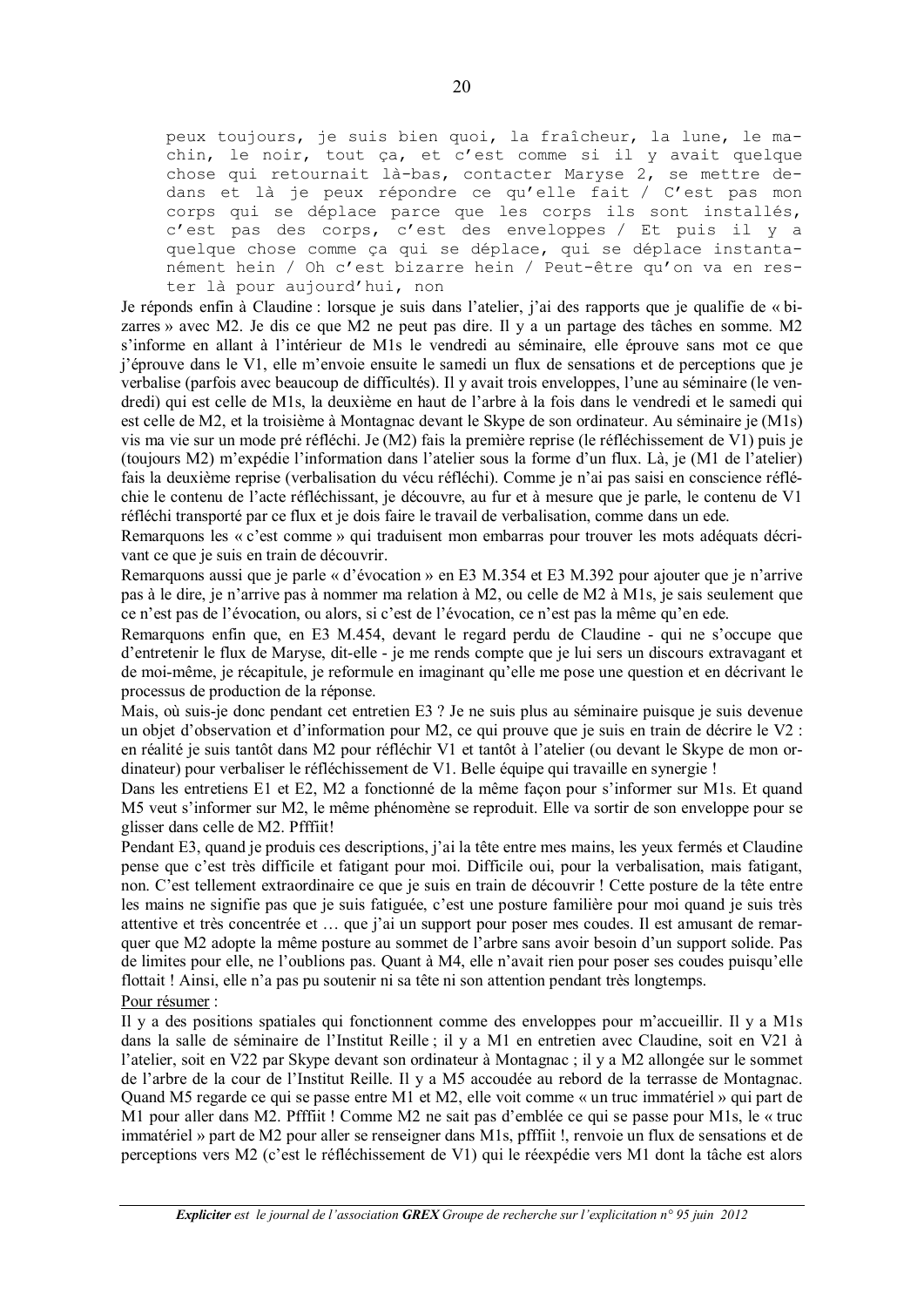```
peux toujours, je suis bien quoi, la fraîcheur, la lune, le machin, le noir, tout ça, et c'est comme si il y avait quelque chose qui retournait là-bas, contacter Maryse 2, se mettre dedans et là je peux répondre ce qu'elle fait / C'est pas mon corps qui se déplace parce que les corps ils sont installés, c'est pas des corps, c'est des enveloppes / Et puis il y a quelque chose comme ça qui se déplace, qui se déplace instantanément hein / Oh c'est bizarre hein / Peut-être qu'on va en rester là pour aujourd'hui, non
```

Je réponds enfin à Claudine : lorsque je suis dans l'atelier, j'ai des rapports que je qualifie de « bizarres » avec M2. Je dis ce que M2 ne peut pas dire. Il y a un partage des tâches en somme. M2 s'informe en allant à l'intérieur de M1s le vendredi au séminaire, elle éprouve sans mot ce que j'éprouve dans le V1, elle m'envoie ensuite le samedi un flux de sensations et de perceptions que je verbalise (parfois avec beaucoup de difficultés). Il y avait trois enveloppes, l'une au séminaire (le vendredi) qui est celle de M1s, la deuxième en haut de l'arbre à la fois dans le vendredi et le samedi qui est celle de M2, et la troisième à Montagnac devant le Skype de son ordinateur. Au séminaire je (M1s) vis ma vie sur un mode pré réfléchi. Je (M2) fais la première reprise (le réfléchissement de V1) puis je (toujours M2) m'expédie l'information dans l'atelier sous la forme d'un flux. Là, je (M1 de l'atelier) fais la deuxième reprise (verbalisation du vécu réfléchi). Comme je n'ai pas saisi en conscience réfléchie le contenu de l'acte réfléchissant, je découvre, au fur et à mesure que je parle, le contenu de V1 réfléchi transporté par ce flux et je dois faire le travail de verbalisation, comme dans un ede.

Remarquons les « c'est comme » qui traduisent mon embarras pour trouver les mots adéquats décrivant ce que je suis en train de découvrir.

Remarquons aussi que je parle « d'évocation » en E3 M.354 et E3 M.392 pour ajouter que je n'arrive pas à le dire, je n'arrive pas à nommer ma relation à M2, ou celle de M2 à M1s, je sais seulement que ce n'est pas de l'évocation, ou alors, si c'est de l'évocation, ce n'est pas la même qu'en ede.

Remarquons enfin que, en E3 M.454, devant le regard perdu de Claudine - qui ne s'occupe que d'entretenir le flux de Maryse, dit-elle - je me rends compte que je lui sers un discours extravagant et de moi-même, je récapitule, je reformule en imaginant qu'elle me pose une question et en décrivant le processus de production de la réponse.

Mais, où suis-je donc pendant cet entretien E3 ? Je ne suis plus au séminaire puisque je suis devenue un objet d'observation et d'information pour M2, ce qui prouve que je suis en train de décrire le V2 : en réalité je suis tantôt dans M2 pour réfléchir V1 et tantôt à l'atelier (ou devant le Skype de mon ordinateur) pour verbaliser le réfléchissement de V1. Belle équipe qui travaille en synergie !

Dans les entretiens E1 et E2, M2 a fonctionné de la même façon pour s'informer sur M1s. Et quand M5 veut s'informer sur M2, le même phénomène se reproduit. Elle va sortir de son enveloppe pour se glisser dans celle de M2. Pfffiit!

Pendant E3, quand je produis ces descriptions, j'ai la tête entre mes mains, les yeux fermés et Claudine pense que c'est très difficile et fatigant pour moi. Difficile oui, pour la verbalisation, mais fatigant, non. C'est tellement extraordinaire ce que je suis en train de découvrir ! Cette posture de la tête entre les mains ne signifie pas que je suis fatiguée, c'est une posture familière pour moi quand je suis très attentive et très concentrée et … que j'ai un support pour poser mes coudes. Il est amusant de remarquer que M2 adopte la même posture au sommet de l'arbre sans avoir besoin d'un support solide. Pas de limites pour elle, ne l'oublions pas. Quant à M4, elle n'avait rien pour poser ses coudes puisqu'elle flottait ! Ainsi, elle n'a pas pu soutenir ni sa tête ni son attention pendant très longtemps.

Pour résumer :

Il y a des positions spatiales qui fonctionnent comme des enveloppes pour m'accueillir. Il y a M1s dans la salle de séminaire de l'Institut Reille ; il y a M1 en entretien avec Claudine, soit en V21 à l'atelier, soit en V22 par Skype devant son ordinateur à Montagnac ; il y a M2 allongée sur le sommet de l'arbre de la cour de l'Institut Reille. Il y a M5 accoudée au rebord de la terrasse de Montagnac. Quand M5 regarde ce qui se passe entre M1 et M2, elle voit comme « un truc immatériel » qui part de M1 pour aller dans M2. Pfffiit ! Comme M2 ne sait pas d'emblée ce qui se passe pour M1s, le « truc immatériel » part de M2 pour aller se renseigner dans M1s, pfffiit !, renvoie un flux de sensations et de perceptions vers M2 (c'est le réfléchissement de V1) qui le réexpédie vers M1 dont la tâche est alors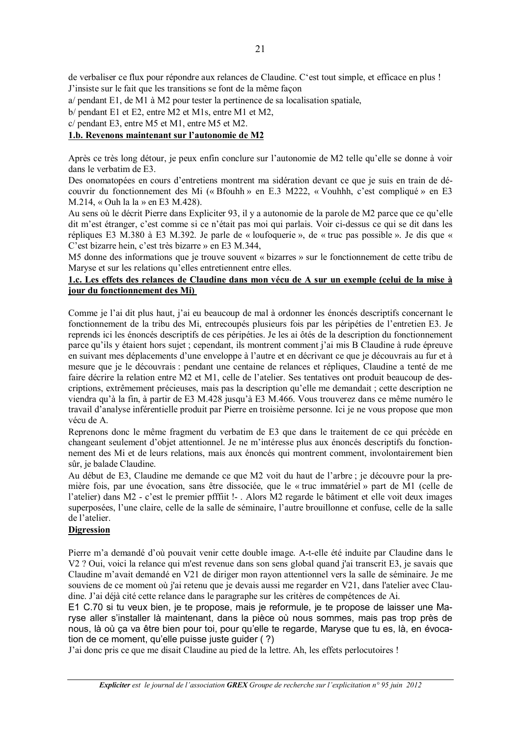de verbaliser ce flux pour répondre aux relances de Claudine. C'est tout simple, et efficace en plus ! J'insiste sur le fait que les transitions se font de la même façon

a/ pendant E1, de M1 à M2 pour tester la pertinence de sa localisation spatiale,

b/ pendant E1 et E2, entre M2 et M1s, entre M1 et M2,

c/ pendant E3, entre M5 et M1, entre M5 et M2.

**1.b. Revenons maintenant sur l'autonomie de M2**

Après ce très long détour, je peux enfin conclure sur l'autonomie de M2 telle qu'elle se donne à voir dans le verbatim de E3.

Des onomatopées en cours d'entretiens montrent ma sidération devant ce que je suis en train de découvrir du fonctionnement des Mi (« Bfouhh » en E.3 M222, « Vouhhh, c'est compliqué » en E3 M.214, « Ouh la la » en E3 M.428).

Au sens où le décrit Pierre dans Expliciter 93, il y a autonomie de la parole de M2 parce que ce qu'elle dit m'est étranger, c'est comme si ce n'était pas moi qui parlais. Voir ci-dessus ce qui se dit dans les répliques E3 M.380 à E3 M.392. Je parle de « loufoquerie », de « truc pas possible ». Je dis que « C'est bizarre hein, c'est très bizarre » en E3 M.344,

M5 donne des informations que je trouve souvent « bizarres » sur le fonctionnement de cette tribu de Maryse et sur les relations qu'elles entretiennent entre elles.

**1.c. Les effets des relances de Claudine dans mon vécu de A sur un exemple (celui de la mise à jour du fonctionnement des Mi)**

Comme je l'ai dit plus haut, j'ai eu beaucoup de mal à ordonner les énoncés descriptifs concernant le fonctionnement de la tribu des Mi, entrecoupés plusieurs fois par les péripéties de l'entretien E3. Je reprends ici les énoncés descriptifs de ces péripéties. Je les ai ôtés de la description du fonctionnement parce qu'ils y étaient hors sujet ; cependant, ils montrent comment j'ai mis B Claudine à rude épreuve en suivant mes déplacements d'une enveloppe à l'autre et en décrivant ce que je découvrais au fur et à mesure que je le découvrais : pendant une centaine de relances et répliques, Claudine a tenté de me faire décrire la relation entre M2 et M1, celle de l'atelier. Ses tentatives ont produit beaucoup de descriptions, extrêmement précieuses, mais pas la description qu'elle me demandait ; cette description ne viendra qu'à la fin, à partir de E3 M.428 jusqu'à E3 M.466. Vous trouverez dans ce même numéro le travail d'analyse inférentielle produit par Pierre en troisième personne. Ici je ne vous propose que mon vécu de A.

Reprenons donc le même fragment du verbatim de E3 que dans le traitement de ce qui précède en changeant seulement d'objet attentionnel. Je ne m'intéresse plus aux énoncés descriptifs du fonctionnement des Mi et de leurs relations, mais aux énoncés qui montrent comment, involontairement bien sûr, je balade Claudine.

Au début de E3, Claudine me demande ce que M2 voit du haut de l'arbre ; je découvre pour la première fois, par une évocation, sans être dissociée, que le « truc immatériel » part de M1 (celle de l'atelier) dans M2 - c'est le premier pfffiit !- . Alors M2 regarde le bâtiment et elle voit deux images superposées, l'une claire, celle de la salle de séminaire, l'autre brouillonne et confuse, celle de la salle de l'atelier.

**Digression**

Pierre m'a demandé d'où pouvait venir cette double image. A-t-elle été induite par Claudine dans le V2 ? Oui, voici la relance qui m'est revenue dans son sens global quand j'ai transcrit E3, je savais que Claudine m'avait demandé en V21 de diriger mon rayon attentionnel vers la salle de séminaire. Je me souviens de ce moment où j'ai retenu que je devais aussi me regarder en V21, dans l'atelier avec Claudine. J'ai déjà cité cette relance dans le paragraphe sur les critères de compétences de Ai.

E1 C.70 si tu veux bien, je te propose, mais je reformule, je te propose de laisser une Maryse aller s'installer là maintenant, dans la pièce où nous sommes, mais pas trop près de nous, là où ça va être bien pour toi, pour qu'elle te regarde, Maryse que tu es, là, en évocation de ce moment, qu'elle puisse juste guider ( ?)

J'ai donc pris ce que me disait Claudine au pied de la lettre. Ah, les effets perlocutoires !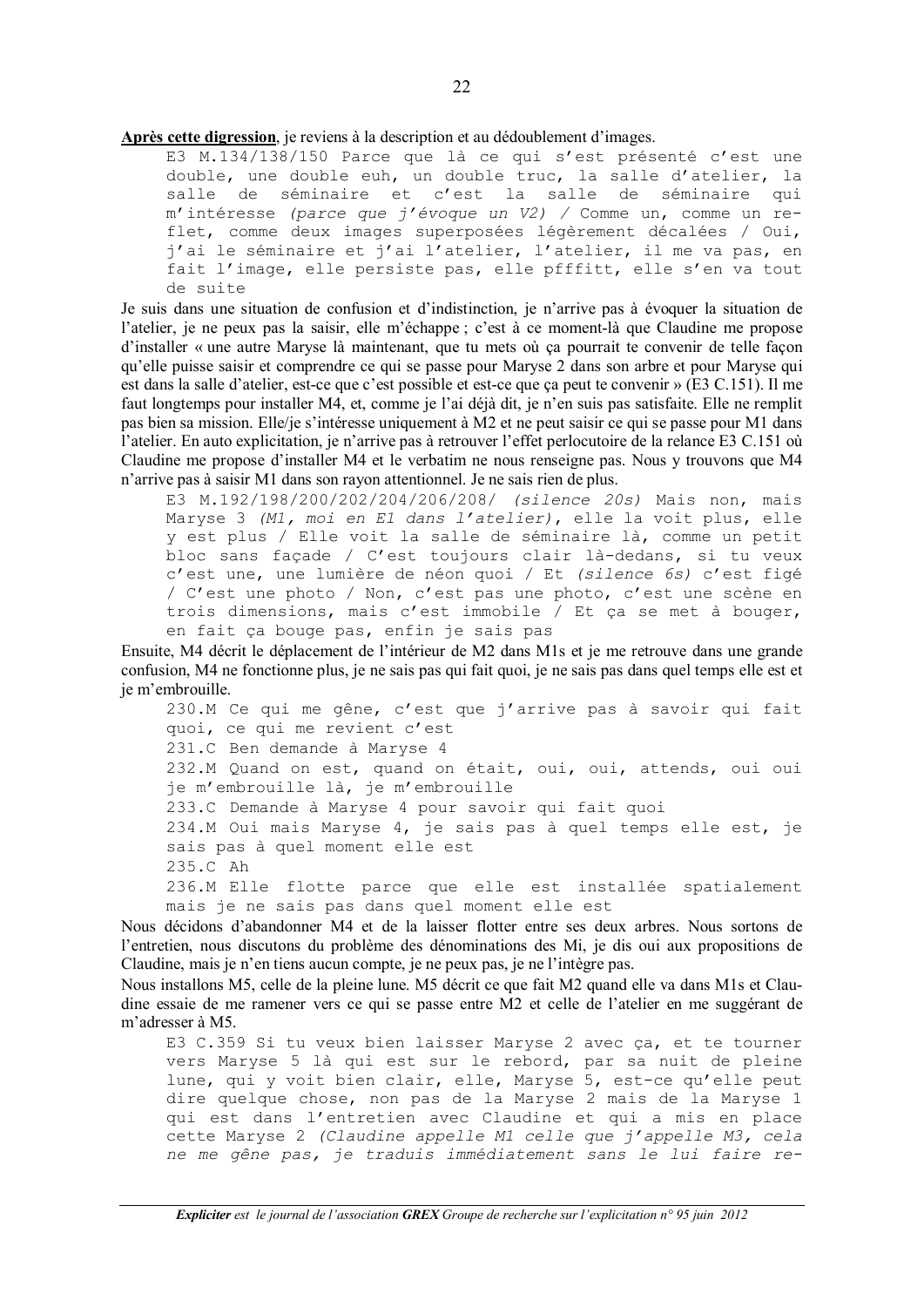**Après cette digression**, je reviens à la description et au dédoublement d'images.

```
E3 M.134/138/150 Parce que là ce qui s'est présenté c'est une double, une double euh, un double truc, la salle d'atelier, la salle de séminaire et c'est la salle de séminaire qui m'intéresse (parce que j'évoque un V2) / Comme un, comme un reflet, comme deux images superposées légèrement décalées / Oui, j'ai le séminaire et j'ai l'atelier, l'atelier, il me va pas, en fait l'image, elle persiste pas, elle pfffitt, elle s'en va tout de suite
```

Je suis dans une situation de confusion et d'indistinction, je n'arrive pas à évoquer la situation de l'atelier, je ne peux pas la saisir, elle m'échappe ; c'est à ce moment-là que Claudine me propose d'installer « une autre Maryse là maintenant, que tu mets où ça pourrait te convenir de telle façon qu'elle puisse saisir et comprendre ce qui se passe pour Maryse 2 dans son arbre et pour Maryse qui est dans la salle d'atelier, est-ce que c'est possible et est-ce que ça peut te convenir » (E3 C.151). Il me faut longtemps pour installer M4, et, comme je l'ai déjà dit, je n'en suis pas satisfaite. Elle ne remplit pas bien sa mission. Elle/je s'intéresse uniquement à M2 et ne peut saisir ce qui se passe pour M1 dans l'atelier. En auto explicitation, je n'arrive pas à retrouver l'effet perlocutoire de la relance E3 C.151 où Claudine me propose d'installer M4 et le verbatim ne nous renseigne pas. Nous y trouvons que M4 n'arrive pas à saisir M1 dans son rayon attentionnel. Je ne sais rien de plus.

```
E3 M.192/198/200/202/204/206/208/ (silence 20s) Mais non, mais Maryse 3 (M1, moi en E1 dans l'atelier), elle la voit plus, elle y est plus / Elle voit la salle de séminaire là, comme un petit bloc sans façade / C'est toujours clair là-dedans, si tu veux c'est une, une lumière de néon quoi / Et (silence 6s) c'est figé / C'est une photo / Non, c'est pas une photo, c'est une scène en trois dimensions, mais c'est immobile / Et ça se met à bouger, en fait ça bouge pas, enfin je sais pas
```

Ensuite, M4 décrit le déplacement de l'intérieur de M2 dans M1s et je me retrouve dans une grande confusion, M4 ne fonctionne plus, je ne sais pas qui fait quoi, je ne sais pas dans quel temps elle est et je m'embrouille.

```
230.M Ce qui me gêne, c'est que j'arrive pas à savoir qui fait quoi, ce qui me revient c'est
231.C Ben demande à Maryse 4
232.M Quand on est, quand on était, oui, oui, attends, oui oui je m'embrouille là, je m'embrouille
233.C Demande à Maryse 4 pour savoir qui fait quoi
234.M Oui mais Maryse 4, je sais pas à quel temps elle est, je sais pas à quel moment elle est
235.C Ah
236.M Elle flotte parce que elle est installée spatialement mais je ne sais pas dans quel moment elle est
```

Nous décidons d'abandonner M4 et de la laisser flotter entre ses deux arbres. Nous sortons de l'entretien, nous discutons du problème des dénominations des Mi, je dis oui aux propositions de Claudine, mais je n'en tiens aucun compte, je ne peux pas, je ne l'intègre pas.

Nous installons M5, celle de la pleine lune. M5 décrit ce que fait M2 quand elle va dans M1s et Claudine essaie de me ramener vers ce qui se passe entre M2 et celle de l'atelier en me suggérant de m'adresser à M5.

```
E3 C.359 Si tu veux bien laisser Maryse 2 avec ça, et te tourner vers Maryse 5 là qui est sur le rebord, par sa nuit de pleine lune, qui y voit bien clair, elle, Maryse 5, est-ce qu'elle peut dire quelque chose, non pas de la Maryse 2 mais de la Maryse 1 qui est dans l'entretien avec Claudine et qui a mis en place cette Maryse 2 (Claudine appelle M1 celle que j'appelle M3, cela ne me gêne pas, je traduis immédiatement sans le lui faire re-
```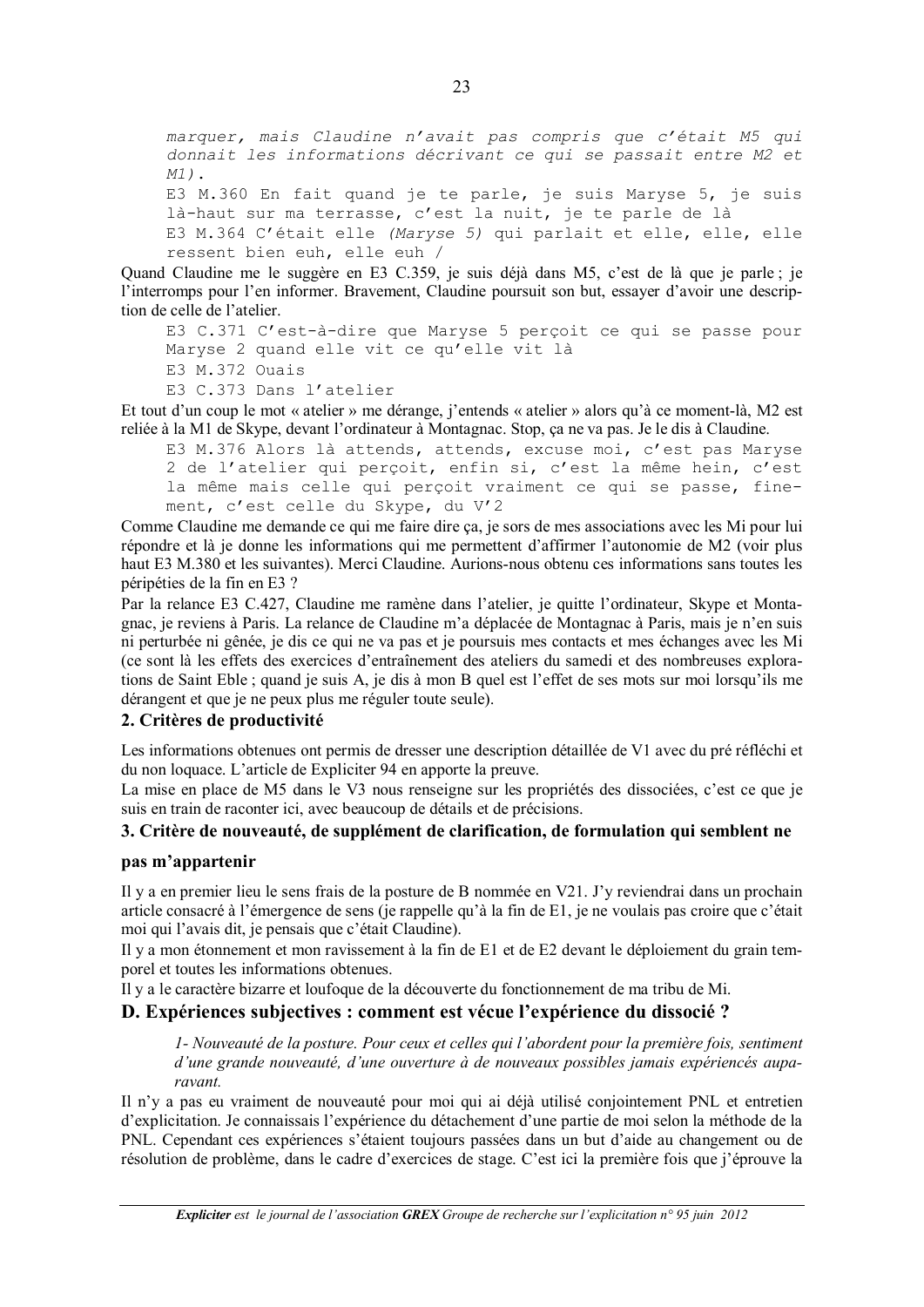*marquer, mais Claudine n'avait pas compris que c'était M5 qui donnait les informations décrivant ce qui se passait entre M2 et M1).*

```
E3 M.360 En fait quand je te parle, je suis Maryse 5, je suis là-haut sur ma terrasse, c'est la nuit, je te parle de là
E3 M.364 C'était elle (Maryse 5) qui parlait et elle, elle, elle ressent bien euh, elle euh /
```

Quand Claudine me le suggère en E3 C.359, je suis déjà dans M5, c'est de là que je parle ; je l'interromps pour l'en informer. Bravement, Claudine poursuit son but, essayer d'avoir une description de celle de l'atelier.

```
E3 C.371 C'est-à-dire que Maryse 5 perçoit ce qui se passe pour Maryse 2 quand elle vit ce qu'elle vit là
E3 M.372 Ouais
E3 C.373 Dans l'atelier
```

Et tout d'un coup le mot « atelier » me dérange, j'entends « atelier » alors qu'à ce moment-là, M2 est reliée à la M1 de Skype, devant l'ordinateur à Montagnac. Stop, ça ne va pas. Je le dis à Claudine.

```
E3 M.376 Alors là attends, attends, excuse moi, c'est pas Maryse 2 de l'atelier qui perçoit, enfin si, c'est la même hein, c'est la même mais celle qui perçoit vraiment ce qui se passe, finement, c'est celle du Skype, du V'2
```

Comme Claudine me demande ce qui me faire dire ça, je sors de mes associations avec les Mi pour lui répondre et là je donne les informations qui me permettent d'affirmer l'autonomie de M2 (voir plus haut E3 M.380 et les suivantes). Merci Claudine. Aurions-nous obtenu ces informations sans toutes les péripéties de la fin en E3 ?

Par la relance E3 C.427, Claudine me ramène dans l'atelier, je quitte l'ordinateur, Skype et Montagnac, je reviens à Paris. La relance de Claudine m'a déplacée de Montagnac à Paris, mais je n'en suis ni perturbée ni gênée, je dis ce qui ne va pas et je poursuis mes contacts et mes échanges avec les Mi (ce sont là les effets des exercices d'entraînement des ateliers du samedi et des nombreuses explorations de Saint Eble ; quand je suis A, je dis à mon B quel est l'effet de ses mots sur moi lorsqu'ils me dérangent et que je ne peux plus me réguler toute seule).

### 2. Critères de productivité

Les informations obtenues ont permis de dresser une description détaillée de V1 avec du pré réfléchi et du non loquace. L'article de Expliciter 94 en apporte la preuve.

La mise en place de M5 dans le V3 nous renseigne sur les propriétés des dissociées, c'est ce que je suis en train de raconter ici, avec beaucoup de détails et de précisions.

### 3. Critère de nouveauté, de supplément de clarification, de formulation qui semblent ne pas m'appartenir

Il y a en premier lieu le sens frais de la posture de B nommée en V21. J'y reviendrai dans un prochain article consacré à l'émergence de sens (je rappelle qu'à la fin de E1, je ne voulais pas croire que c'était moi qui l'avais dit, je pensais que c'était Claudine).

Il y a mon étonnement et mon ravissement à la fin de E1 et de E2 devant le déploiement du grain temporel et toutes les informations obtenues.

Il y a le caractère bizarre et loufoque de la découverte du fonctionnement de ma tribu de Mi.

## D. Expériences subjectives : comment est vécue l'expérience du dissocié ?

> *1- Nouveauté de la posture. Pour ceux et celles qui l'abordent pour la première fois, sentiment d'une grande nouveauté, d'une ouverture à de nouveaux possibles jamais expériencés auparavant.*

Il n'y a pas eu vraiment de nouveauté pour moi qui ai déjà utilisé conjointement PNL et entretien d'explicitation. Je connaissais l'expérience du détachement d'une partie de moi selon la méthode de la PNL. Cependant ces expériences s'étaient toujours passées dans un but d'aide au changement ou de résolution de problème, dans le cadre d'exercices de stage. C'est ici la première fois que j'éprouve la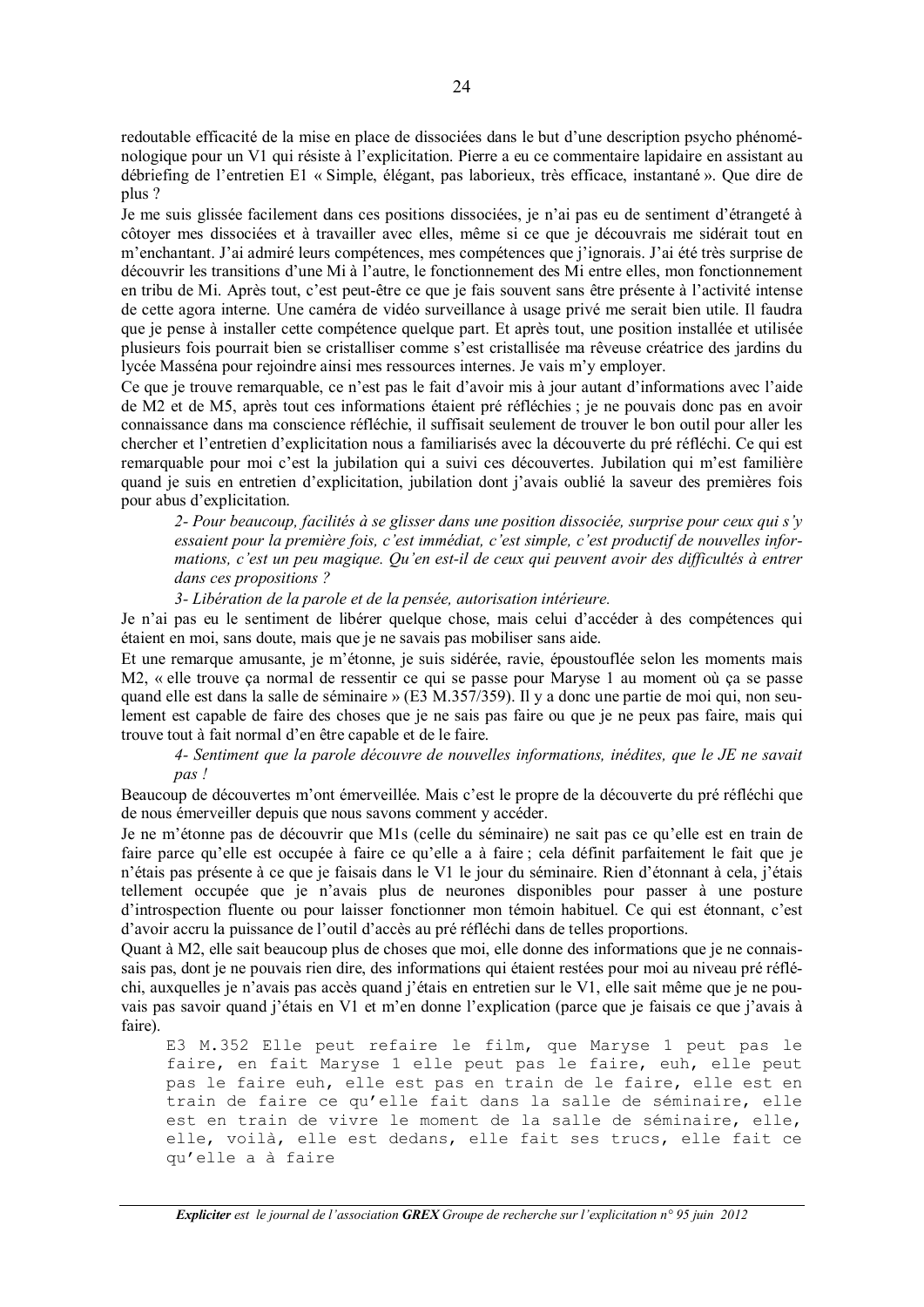redoutable efficacité de la mise en place de dissociées dans le but d'une description psycho phénoménologique pour un V1 qui résiste à l'explicitation. Pierre a eu ce commentaire lapidaire en assistant au débriefing de l'entretien E1 « Simple, élégant, pas laborieux, très efficace, instantané ». Que dire de plus ?

Je me suis glissée facilement dans ces positions dissociées, je n'ai pas eu de sentiment d'étrangeté à côtoyer mes dissociées et à travailler avec elles, même si ce que je découvrais me sidérait tout en m'enchantant. J'ai admiré leurs compétences, mes compétences que j'ignorais. J'ai été très surprise de découvrir les transitions d'une Mi à l'autre, le fonctionnement des Mi entre elles, mon fonctionnement en tribu de Mi. Après tout, c'est peut-être ce que je fais souvent sans être présente à l'activité intense de cette agora interne. Une caméra de vidéo surveillance à usage privé me serait bien utile. Il faudra que je pense à installer cette compétence quelque part. Et après tout, une position installée et utilisée plusieurs fois pourrait bien se cristalliser comme s'est cristallisée ma rêveuse créatrice des jardins du lycée Masséna pour rejoindre ainsi mes ressources internes. Je vais m'y employer.

Ce que je trouve remarquable, ce n'est pas le fait d'avoir mis à jour autant d'informations avec l'aide de M2 et de M5, après tout ces informations étaient pré réfléchies ; je ne pouvais donc pas en avoir connaissance dans ma conscience réfléchie, il suffisait seulement de trouver le bon outil pour aller les chercher et l'entretien d'explicitation nous a familiarisés avec la découverte du pré réfléchi. Ce qui est remarquable pour moi c'est la jubilation qui a suivi ces découvertes. Jubilation qui m'est familière quand je suis en entretien d'explicitation, jubilation dont j'avais oublié la saveur des premières fois pour abus d'explicitation.

> *2- Pour beaucoup, facilités à se glisser dans une position dissociée, surprise pour ceux qui s'y essaient pour la première fois, c'est immédiat, c'est simple, c'est productif de nouvelles informations, c'est un peu magique. Qu'en est-il de ceux qui peuvent avoir des difficultés à entrer dans ces propositions ?*

> *3- Libération de la parole et de la pensée, autorisation intérieure.*

Je n'ai pas eu le sentiment de libérer quelque chose, mais celui d'accéder à des compétences qui étaient en moi, sans doute, mais que je ne savais pas mobiliser sans aide.

Et une remarque amusante, je m'étonne, je suis sidérée, ravie, époustouflée selon les moments mais M2, « elle trouve ça normal de ressentir ce qui se passe pour Maryse 1 au moment où ça se passe quand elle est dans la salle de séminaire » (E3 M.357/359). Il y a donc une partie de moi qui, non seulement est capable de faire des choses que je ne sais pas faire ou que je ne peux pas faire, mais qui trouve tout à fait normal d'en être capable et de le faire.

> *4- Sentiment que la parole découvre de nouvelles informations, inédites, que le JE ne savait pas !*

Beaucoup de découvertes m'ont émerveillée. Mais c'est le propre de la découverte du pré réfléchi que de nous émerveiller depuis que nous savons comment y accéder.

Je ne m'étonne pas de découvrir que M1s (celle du séminaire) ne sait pas ce qu'elle est en train de faire parce qu'elle est occupée à faire ce qu'elle a à faire ; cela définit parfaitement le fait que je n'étais pas présente à ce que je faisais dans le V1 le jour du séminaire. Rien d'étonnant à cela, j'étais tellement occupée que je n'avais plus de neurones disponibles pour passer à une posture d'introspection fluente ou pour laisser fonctionner mon témoin habituel. Ce qui est étonnant, c'est d'avoir accru la puissance de l'outil d'accès au pré réfléchi dans de telles proportions.

Quant à M2, elle sait beaucoup plus de choses que moi, elle donne des informations que je ne connaissais pas, dont je ne pouvais rien dire, des informations qui étaient restées pour moi au niveau pré réfléchi, auxquelles je n'avais pas accès quand j'étais en entretien sur le V1, elle sait même que je ne pouvais pas savoir quand j'étais en V1 et m'en donne l'explication (parce que je faisais ce que j'avais à faire).

```
E3 M.352 Elle peut refaire le film, que Maryse 1 peut pas le
faire, en fait Maryse 1 elle peut pas le faire, euh, elle peut
pas le faire euh, elle est pas en train de le faire, elle est en
train de faire ce qu'elle fait dans la salle de séminaire, elle
est en train de vivre le moment de la salle de séminaire, elle,
elle, voilà, elle est dedans, elle fait ses trucs, elle fait ce
qu'elle a à faire
```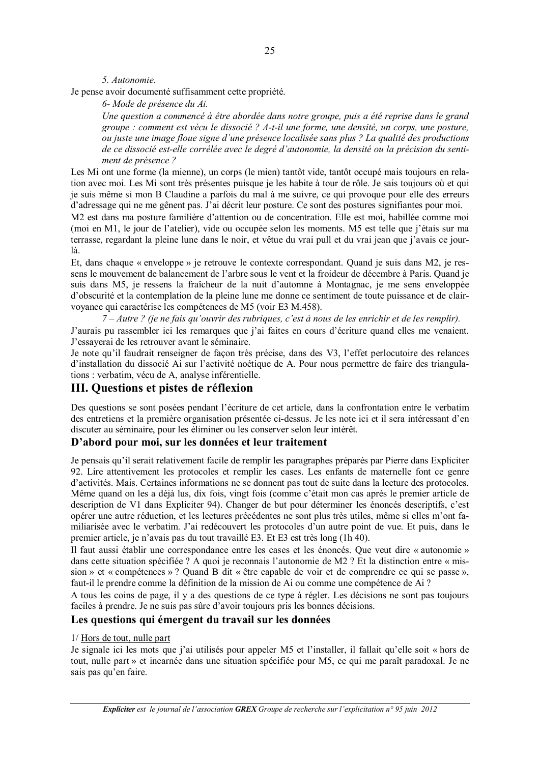*5. Autonomie.*

Je pense avoir documenté suffisamment cette propriété.

*6- Mode de présence du Ai.*

*Une question a commencé à être abordée dans notre groupe, puis a été reprise dans le grand groupe : comment est vécu le dissocié ? A-t-il une forme, une densité, un corps, une posture, ou juste une image floue signe d'une présence localisée sans plus ? La qualité des productions de ce dissocié est-elle corrélée avec le degré d'autonomie, la densité ou la précision du sentiment de présence ?*

Les Mi ont une forme (la mienne), un corps (le mien) tantôt vide, tantôt occupé mais toujours en relation avec moi. Les Mi sont très présentes puisque je les habite à tour de rôle. Je sais toujours où et qui je suis même si mon B Claudine a parfois du mal à me suivre, ce qui provoque pour elle des erreurs d'adressage qui ne me gênent pas. J'ai décrit leur posture. Ce sont des postures signifiantes pour moi.

M2 est dans ma posture familière d'attention ou de concentration. Elle est moi, habillée comme moi (moi en M1, le jour de l'atelier), vide ou occupée selon les moments. M5 est telle que j'étais sur ma terrasse, regardant la pleine lune dans le noir, et vêtue du vrai pull et du vrai jean que j'avais ce jour-là.

Et, dans chaque « enveloppe » je retrouve le contexte correspondant. Quand je suis dans M2, je ressens le mouvement de balancement de l'arbre sous le vent et la froideur de décembre à Paris. Quand je suis dans M5, je ressens la fraîcheur de la nuit d'automne à Montagnac, je me sens enveloppée d'obscurité et la contemplation de la pleine lune me donne ce sentiment de toute puissance et de clairvoyance qui caractérise les compétences de M5 (voir E3 M.458).

*7 – Autre ? (je ne fais qu'ouvrir des rubriques, c'est à nous de les enrichir et de les remplir).*

J'aurais pu rassembler ici les remarques que j'ai faites en cours d'écriture quand elles me venaient. J'essayerai de les retrouver avant le séminaire.

Je note qu'il faudrait renseigner de façon très précise, dans des V3, l'effet perlocutoire des relances d'installation du dissocié Ai sur l'activité noétique de A. Pour nous permettre de faire des triangulations : verbatim, vécu de A, analyse inférentielle.

## III. Questions et pistes de réflexion

Des questions se sont posées pendant l'écriture de cet article, dans la confrontation entre le verbatim des entretiens et la première organisation présentée ci-dessus. Je les note ici et il sera intéressant d'en discuter au séminaire, pour les éliminer ou les conserver selon leur intérêt.

### D'abord pour moi, sur les données et leur traitement

Je pensais qu'il serait relativement facile de remplir les paragraphes préparés par Pierre dans Expliciter 92. Lire attentivement les protocoles et remplir les cases. Les enfants de maternelle font ce genre d'activités. Mais. Certaines informations ne se donnent pas tout de suite dans la lecture des protocoles. Même quand on les a déjà lus, dix fois, vingt fois (comme c'était mon cas après le premier article de description de V1 dans Expliciter 94). Changer de but pour déterminer les énoncés descriptifs, c'est opérer une autre réduction, et les lectures précédentes ne sont plus très utiles, même si elles m'ont familiarisée avec le verbatim. J'ai redécouvert les protocoles d'un autre point de vue. Et puis, dans le premier article, je n'avais pas du tout travaillé E3. Et E3 est très long (1h 40).

Il faut aussi établir une correspondance entre les cases et les énoncés. Que veut dire « autonomie » dans cette situation spécifiée ? A quoi je reconnais l'autonomie de M2 ? Et la distinction entre « mission » et « compétences » ? Quand B dit « être capable de voir et de comprendre ce qui se passe », faut-il le prendre comme la définition de la mission de Ai ou comme une compétence de Ai ?

A tous les coins de page, il y a des questions de ce type à régler. Les décisions ne sont pas toujours faciles à prendre. Je ne suis pas sûre d'avoir toujours pris les bonnes décisions.

### Les questions qui émergent du travail sur les données

1/ Hors de tout, nulle part

Je signale ici les mots que j'ai utilisés pour appeler M5 et l'installer, il fallait qu'elle soit « hors de tout, nulle part » et incarnée dans une situation spécifiée pour M5, ce qui me paraît paradoxal. Je ne sais pas qu'en faire.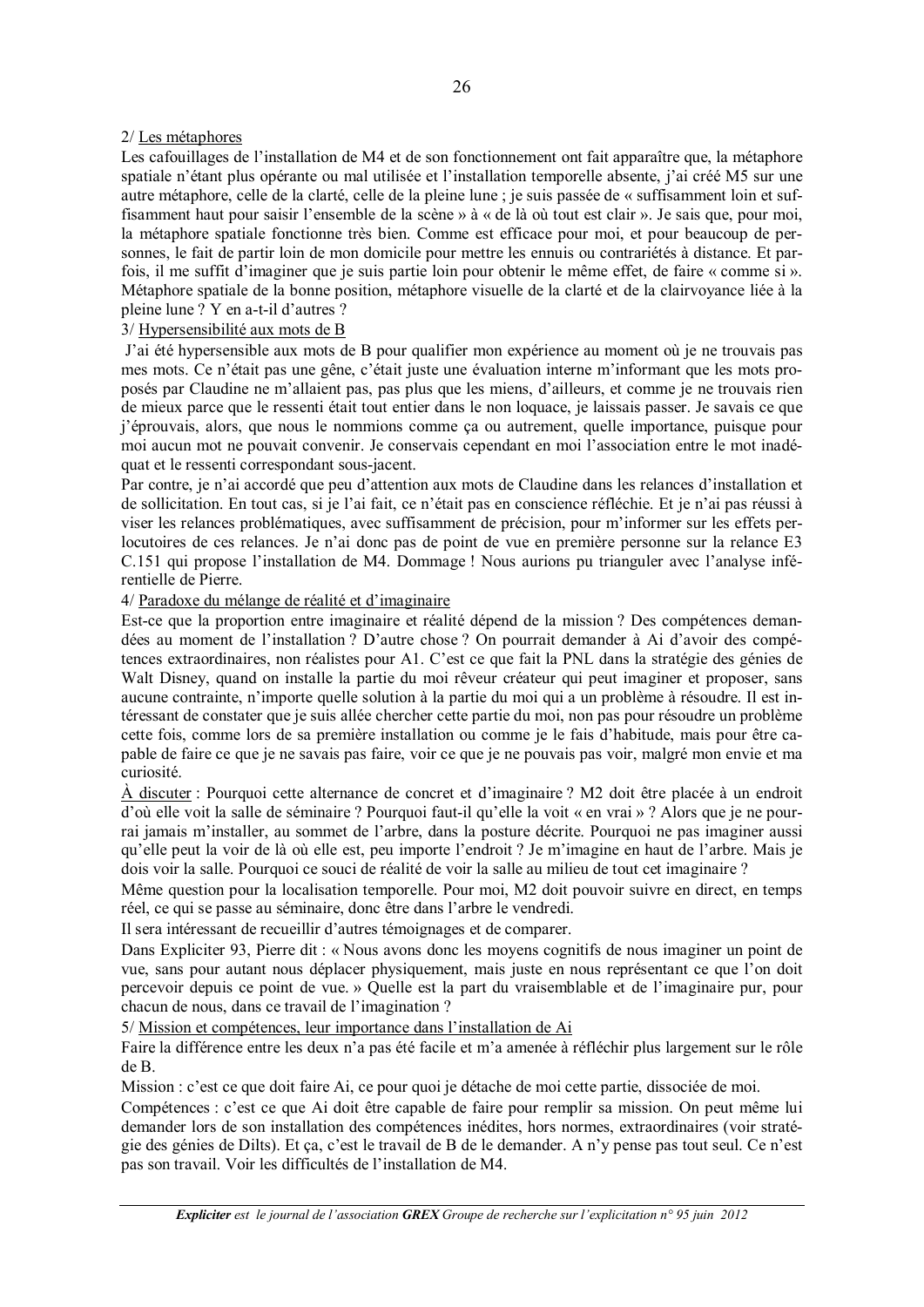2/ Les métaphores

Les cafouillages de l'installation de M4 et de son fonctionnement ont fait apparaître que, la métaphore spatiale n'étant plus opérante ou mal utilisée et l'installation temporelle absente, j'ai créé M5 sur une autre métaphore, celle de la clarté, celle de la pleine lune ; je suis passée de « suffisamment loin et suffisamment haut pour saisir l'ensemble de la scène » à « de là où tout est clair ». Je sais que, pour moi, la métaphore spatiale fonctionne très bien. Comme est efficace pour moi, et pour beaucoup de personnes, le fait de partir loin de mon domicile pour mettre les ennuis ou contrariétés à distance. Et parfois, il me suffit d'imaginer que je suis partie loin pour obtenir le même effet, de faire « comme si ». Métaphore spatiale de la bonne position, métaphore visuelle de la clarté et de la clairvoyance liée à la pleine lune ? Y en a-t-il d'autres ?

3/ Hypersensibilité aux mots de B

J'ai été hypersensible aux mots de B pour qualifier mon expérience au moment où je ne trouvais pas mes mots. Ce n'était pas une gêne, c'était juste une évaluation interne m'informant que les mots proposés par Claudine ne m'allaient pas, pas plus que les miens, d'ailleurs, et comme je ne trouvais rien de mieux parce que le ressenti était tout entier dans le non loquace, je laissais passer. Je savais ce que j'éprouvais, alors, que nous le nommions comme ça ou autrement, quelle importance, puisque pour moi aucun mot ne pouvait convenir. Je conservais cependant en moi l'association entre le mot inadéquat et le ressenti correspondant sous-jacent.

Par contre, je n'ai accordé que peu d'attention aux mots de Claudine dans les relances d'installation et de sollicitation. En tout cas, si je l'ai fait, ce n'était pas en conscience réfléchie. Et je n'ai pas réussi à viser les relances problématiques, avec suffisamment de précision, pour m'informer sur les effets perlocutoires de ces relances. Je n'ai donc pas de point de vue en première personne sur la relance E3 C.151 qui propose l'installation de M4. Dommage ! Nous aurions pu trianguler avec l'analyse inférentielle de Pierre.

4/ Paradoxe du mélange de réalité et d'imaginaire

Est-ce que la proportion entre imaginaire et réalité dépend de la mission ? Des compétences demandées au moment de l'installation ? D'autre chose ? On pourrait demander à Ai d'avoir des compétences extraordinaires, non réalistes pour A1. C'est ce que fait la PNL dans la stratégie des génies de Walt Disney, quand on installe la partie du moi rêveur créateur qui peut imaginer et proposer, sans aucune contrainte, n'importe quelle solution à la partie du moi qui a un problème à résoudre. Il est intéressant de constater que je suis allée chercher cette partie du moi, non pas pour résoudre un problème cette fois, comme lors de sa première installation ou comme je le fais d'habitude, mais pour être capable de faire ce que je ne savais pas faire, voir ce que je ne pouvais pas voir, malgré mon envie et ma curiosité.

À discuter : Pourquoi cette alternance de concret et d'imaginaire ? M2 doit être placée à un endroit d'où elle voit la salle de séminaire ? Pourquoi faut-il qu'elle la voit « en vrai » ? Alors que je ne pourrai jamais m'installer, au sommet de l'arbre, dans la posture décrite. Pourquoi ne pas imaginer aussi qu'elle peut la voir de là où elle est, peu importe l'endroit ? Je m'imagine en haut de l'arbre. Mais je dois voir la salle. Pourquoi ce souci de réalité de voir la salle au milieu de tout cet imaginaire ?

Même question pour la localisation temporelle. Pour moi, M2 doit pouvoir suivre en direct, en temps réel, ce qui se passe au séminaire, donc être dans l'arbre le vendredi.

Il sera intéressant de recueillir d'autres témoignages et de comparer.

Dans Expliciter 93, Pierre dit : « Nous avons donc les moyens cognitifs de nous imaginer un point de vue, sans pour autant nous déplacer physiquement, mais juste en nous représentant ce que l'on doit percevoir depuis ce point de vue. » Quelle est la part du vraisemblable et de l'imaginaire pur, pour chacun de nous, dans ce travail de l'imagination ?

5/ Mission et compétences, leur importance dans l'installation de Ai

Faire la différence entre les deux n'a pas été facile et m'a amenée à réfléchir plus largement sur le rôle de B.

Mission : c'est ce que doit faire Ai, ce pour quoi je détache de moi cette partie, dissociée de moi.

Compétences : c'est ce que Ai doit être capable de faire pour remplir sa mission. On peut même lui demander lors de son installation des compétences inédites, hors normes, extraordinaires (voir stratégie des génies de Dilts). Et ça, c'est le travail de B de le demander. A n'y pense pas tout seul. Ce n'est pas son travail. Voir les difficultés de l'installation de M4.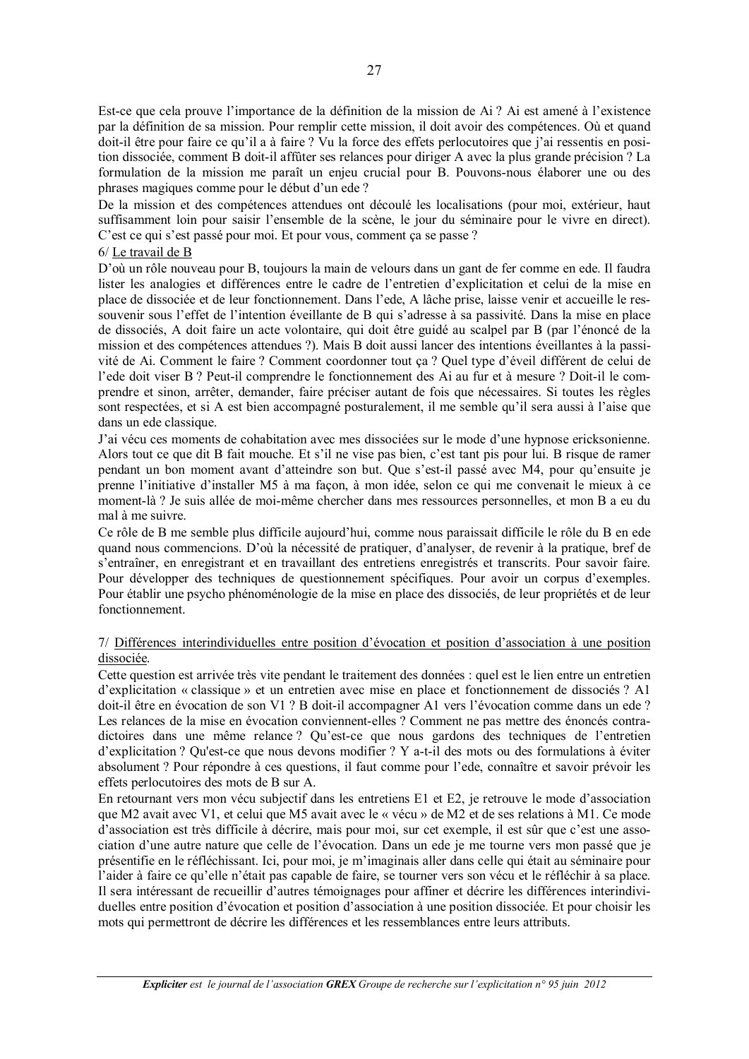Est-ce que cela prouve l'importance de la définition de la mission de Ai ? Ai est amené à l'existence par la définition de sa mission. Pour remplir cette mission, il doit avoir des compétences. Où et quand doit-il être pour faire ce qu'il a à faire ? Vu la force des effets perlocutoires que j'ai ressentis en position dissociée, comment B doit-il affûter ses relances pour diriger A avec la plus grande précision ? La formulation de la mission me paraît un enjeu crucial pour B. Pouvons-nous élaborer une ou des phrases magiques comme pour le début d'un ede ?

De la mission et des compétences attendues ont découlé les localisations (pour moi, extérieur, haut suffisamment loin pour saisir l'ensemble de la scène, le jour du séminaire pour le vivre en direct). C'est ce qui s'est passé pour moi. Et pour vous, comment ça se passe ?

6/ <u>Le travail de B</u>

D'où un rôle nouveau pour B, toujours la main de velours dans un gant de fer comme en ede. Il faudra lister les analogies et différences entre le cadre de l'entretien d'explicitation et celui de la mise en place de dissociés et de leur fonctionnement. Dans l'ede, A lâche prise, laisse venir et accueille le ressouvenir sous l'effet de l'intention éveillante de B qui s'adresse à sa passivité. Dans la mise en place de dissociés, A doit faire un acte volontaire, qui doit être guidé au scalpel par B (par l'énoncé de la mission et des compétences attendues ?). Mais B doit aussi lancer des intentions éveillantes à la passivité de Ai. Comment le faire ? Comment coordonner tout ça ? Quel type d'éveil différent de celui de l'ede doit viser B ? Peut-il comprendre le fonctionnement des Ai au fur et à mesure ? Doit-il le comprendre et sinon, arrêter, demander, faire préciser autant de fois que nécessaires. Si toutes les règles sont respectées, et si A est bien accompagné posturalement, il me semble qu'il sera aussi à l'aise que dans un ede classique.

J'ai vécu ces moments de cohabitation avec mes dissociées sur le mode d'une hypnose ericksonienne. Alors tout ce que dit B fait mouche. Et s'il ne vise pas bien, c'est tant pis pour lui. B risque de ramer pendant un bon moment avant d'atteindre son but. Que s'est-il passé avec M4, pour qu'ensuite je prenne l'initiative d'installer M5 à ma façon, à mon idée, selon ce qui me convenait le mieux à ce moment-là ? Je suis allée de moi-même chercher dans mes ressources personnelles, et mon B a eu du mal à me suivre.

Ce rôle de B me semble plus difficile aujourd'hui, comme nous paraissait difficile le rôle du B en ede quand nous commencions. D'où la nécessité de pratiquer, d'analyser, de revenir à la pratique, bref de s'entraîner, en enregistrant et en travaillant des entretiens enregistrés et transcrits. Pour savoir faire. Pour développer des techniques de questionnement spécifiques. Pour avoir un corpus d'exemples. Pour établir une psycho phénoménologie de la mise en place des dissociés, de leur propriétés et de leur fonctionnement.

7/ <u>Différences interindividuelles entre position d'évocation et position d'association à une position dissociée</u>.

Cette question est arrivée très vite pendant le traitement des données : quel est le lien entre un entretien d'explicitation « classique » et un entretien avec mise en place et fonctionnement de dissociés ? A1 doit-il être en évocation de son V1 ? B doit-il accompagner A1 vers l'évocation comme dans un ede ? Les relances de la mise en évocation conviennent-elles ? Comment ne pas mettre des énoncés contradictoires dans une même relance ? Qu'est-ce que nous gardons des techniques de l'entretien d'explicitation ? Qu'est-ce que nous devons modifier ? Y a-t-il des mots ou des formulations à éviter absolument ? Pour répondre à ces questions, il faut comme pour l'ede, connaître et savoir prévoir les effets perlocutoires des mots de B sur A.

En retournant vers mon vécu subjectif dans les entretiens E1 et E2, je retrouve le mode d'association que M2 avait avec V1, et celui que M5 avait avec le « vécu » de M2 et de ses relations à M1. Ce mode d'association est très difficile à décrire, mais pour moi, sur cet exemple, il est sûr que c'est une association d'une autre nature que celle de l'évocation. Dans un ede je me tourne vers mon passé que je présentifie en le réfléchissant. Ici, pour moi, je m'imaginais aller dans celle qui était au séminaire pour l'aider à faire ce qu'elle n'était pas capable de faire, se tourner vers son vécu et le réfléchir à sa place. Il sera intéressant de recueillir d'autres témoignages pour affiner et décrire les différences interindividuelles entre position d'évocation et position d'association à une position dissociée. Et pour choisir les mots qui permettront de décrire les différences et les ressemblances entre leurs attributs.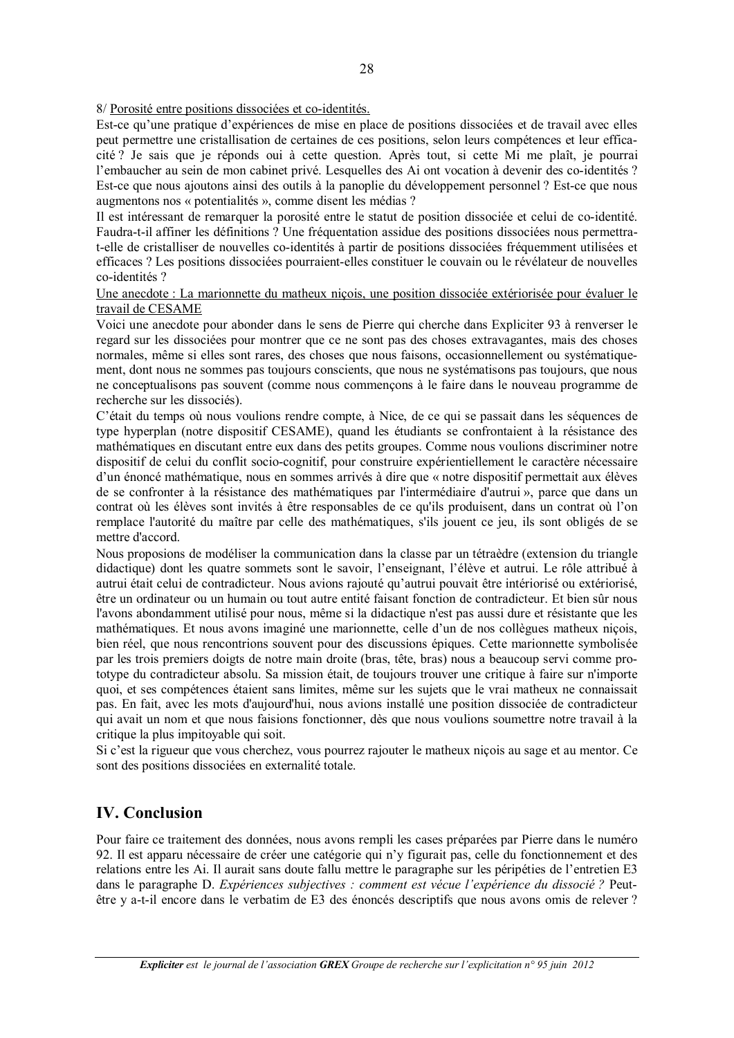8/ Porosité entre positions dissociées et co-identités.

Est-ce qu'une pratique d'expériences de mise en place de positions dissociées et de travail avec elles peut permettre une cristallisation de certaines de ces positions, selon leurs compétences et leur efficacité ? Je sais que je réponds oui à cette question. Après tout, si cette Mi me plaît, je pourrai l'embaucher au sein de mon cabinet privé. Lesquelles des Ai ont vocation à devenir des co-identités ? Est-ce que nous ajoutons ainsi des outils à la panoplie du développement personnel ? Est-ce que nous augmentons nos « potentialités », comme disent les médias ?

Il est intéressant de remarquer la porosité entre le statut de position dissociée et celui de co-identité. Faudra-t-il affiner les définitions ? Une fréquentation assidue des positions dissociées nous permettra-t-elle de cristalliser de nouvelles co-identités à partir de positions dissociées fréquemment utilisées et efficaces ? Les positions dissociées pourraient-elles constituer le couvain ou le révélateur de nouvelles co-identités ?

Une anecdote : La marionnette du matheux niçois, une position dissociée extériorisée pour évaluer le travail de CESAME

Voici une anecdote pour abonder dans le sens de Pierre qui cherche dans Expliciter 93 à renverser le regard sur les dissociées pour montrer que ce ne sont pas des choses extravagantes, mais des choses normales, même si elles sont rares, des choses que nous faisons, occasionnellement ou systématiquement, dont nous ne sommes pas toujours conscients, que nous ne systématisons pas toujours, que nous ne conceptualisons pas souvent (comme nous commençons à le faire dans le nouveau programme de recherche sur les dissociés).

C'était du temps où nous voulions rendre compte, à Nice, de ce qui se passait dans les séquences de type hyperplan (notre dispositif CESAME), quand les étudiants se confrontaient à la résistance des mathématiques en discutant entre eux dans des petits groupes. Comme nous voulions discriminer notre dispositif de celui du conflit socio-cognitif, pour construire expérientiellement le caractère nécessaire d'un énoncé mathématique, nous en sommes arrivés à dire que « notre dispositif permettait aux élèves de se confronter à la résistance des mathématiques par l'intermédiaire d'autrui », parce que dans un contrat où les élèves sont invités à être responsables de ce qu'ils produisent, dans un contrat où l'on remplace l'autorité du maître par celle des mathématiques, s'ils jouent ce jeu, ils sont obligés de se mettre d'accord.

Nous proposions de modéliser la communication dans la classe par un tétraèdre (extension du triangle didactique) dont les quatre sommets sont le savoir, l'enseignant, l'élève et autrui. Le rôle attribué à autrui était celui de contradicteur. Nous avions rajouté qu'autrui pouvait être intériorisé ou extériorisé, être un ordinateur ou un humain ou tout autre entité faisant fonction de contradicteur. Et bien sûr nous l'avons abondamment utilisé pour nous, même si la didactique n'est pas aussi dure et résistante que les mathématiques. Et nous avons imaginé une marionnette, celle d'un de nos collègues matheux niçois, bien réel, que nous rencontrions souvent pour des discussions épiques. Cette marionnette symbolisée par les trois premiers doigts de notre main droite (bras, tête, bras) nous a beaucoup servi comme prototype du contradicteur absolu. Sa mission était, de toujours trouver une critique à faire sur n'importe quoi, et ses compétences étaient sans limites, même sur les sujets que le vrai matheux ne connaissait pas. En fait, avec les mots d'aujourd'hui, nous avions installé une position dissociée de contradicteur qui avait un nom et que nous faisions fonctionner, dès que nous voulions soumettre notre travail à la critique la plus impitoyable qui soit.

Si c'est la rigueur que vous cherchez, vous pourrez rajouter le matheux niçois au sage et au mentor. Ce sont des positions dissociées en externalité totale.

## IV. Conclusion

Pour faire ce traitement des données, nous avons rempli les cases préparées par Pierre dans le numéro 92. Il est apparu nécessaire de créer une catégorie qui n'y figurait pas, celle du fonctionnement et des relations entre les Ai. Il aurait sans doute fallu mettre le paragraphe sur les péripéties de l'entretien E3 dans le paragraphe D. *Expériences subjectives : comment est vécue l'expérience du dissocié ?* Peut-être y a-t-il encore dans le verbatim de E3 des énoncés descriptifs que nous avons omis de relever ?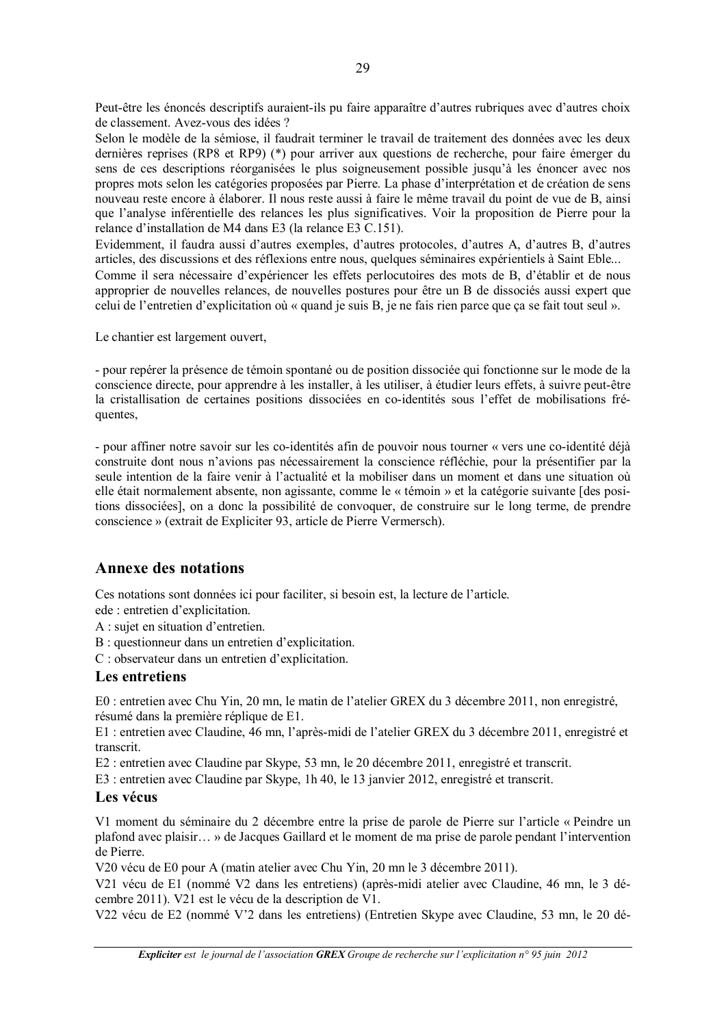Peut-être les énoncés descriptifs auraient-ils pu faire apparaître d'autres rubriques avec d'autres choix de classement. Avez-vous des idées ?

Selon le modèle de la sémiose, il faudrait terminer le travail de traitement des données avec les deux dernières reprises (RP8 et RP9) (*) pour arriver aux questions de recherche, pour faire émerger du sens de ces descriptions réorganisées le plus soigneusement possible jusqu'à les énoncer avec nos propres mots selon les catégories proposées par Pierre. La phase d'interprétation et de création de sens nouveau reste encore à élaborer. Il nous reste aussi à faire le même travail du point de vue de B, ainsi que l'analyse inférentielle des relances les plus significatives. Voir la proposition de Pierre pour la relance d'installation de M4 dans E3 (la relance E3 C.151).

Evidemment, il faudra aussi d'autres exemples, d'autres protocoles, d'autres A, d'autres B, d'autres articles, des discussions et des réflexions entre nous, quelques séminaires expérientiels à Saint Eble...

Comme il sera nécessaire d'expériencer les effets perlocutoires des mots de B, d'établir et de nous approprier de nouvelles relances, de nouvelles postures pour être un B de dissociés aussi expert que celui de l'entretien d'explicitation où « quand je suis B, je ne fais rien parce que ça se fait tout seul ».

Le chantier est largement ouvert,

- pour repérer la présence de témoin spontané ou de position dissociée qui fonctionne sur le mode de la conscience directe, pour apprendre à les installer, à les utiliser, à étudier leurs effets, à suivre peut-être la cristallisation de certaines positions dissociées en co-identités sous l'effet de mobilisations fréquentes,

- pour affiner notre savoir sur les co-identités afin de pouvoir nous tourner « vers une co-identité déjà construite dont nous n'avions pas nécessairement la conscience réfléchie, pour la présentifier par la seule intention de la faire venir à l'actualité et la mobiliser dans un moment et dans une situation où elle était normalement absente, non agissante, comme le « témoin » et la catégorie suivante [des positions dissociées], on a donc la possibilité de convoquer, de construire sur le long terme, de prendre conscience » (extrait de Expliciter 93, article de Pierre Vermersch).

## Annexe des notations

Ces notations sont données ici pour faciliter, si besoin est, la lecture de l'article.

ede : entretien d'explicitation.

A : sujet en situation d'entretien.

B : questionneur dans un entretien d'explicitation.

C : observateur dans un entretien d'explicitation.

### Les entretiens

E0 : entretien avec Chu Yin, 20 mn, le matin de l'atelier GREX du 3 décembre 2011, non enregistré, résumé dans la première réplique de E1.

E1 : entretien avec Claudine, 46 mn, l'après-midi de l'atelier GREX du 3 décembre 2011, enregistré et transcrit.

E2 : entretien avec Claudine par Skype, 53 mn, le 20 décembre 2011, enregistré et transcrit.

E3 : entretien avec Claudine par Skype, 1h 40, le 13 janvier 2012, enregistré et transcrit.

### Les vécus

V1 moment du séminaire du 2 décembre entre la prise de parole de Pierre sur l'article « Peindre un plafond avec plaisir… » de Jacques Gaillard et le moment de ma prise de parole pendant l'intervention de Pierre.

V20 vécu de E0 pour A (matin atelier avec Chu Yin, 20 mn le 3 décembre 2011).

V21 vécu de E1 (nommé V2 dans les entretiens) (après-midi atelier avec Claudine, 46 mn, le 3 décembre 2011). V21 est le vécu de la description de V1.

V22 vécu de E2 (nommé V'2 dans les entretiens) (Entretien Skype avec Claudine, 53 mn, le 20 dé-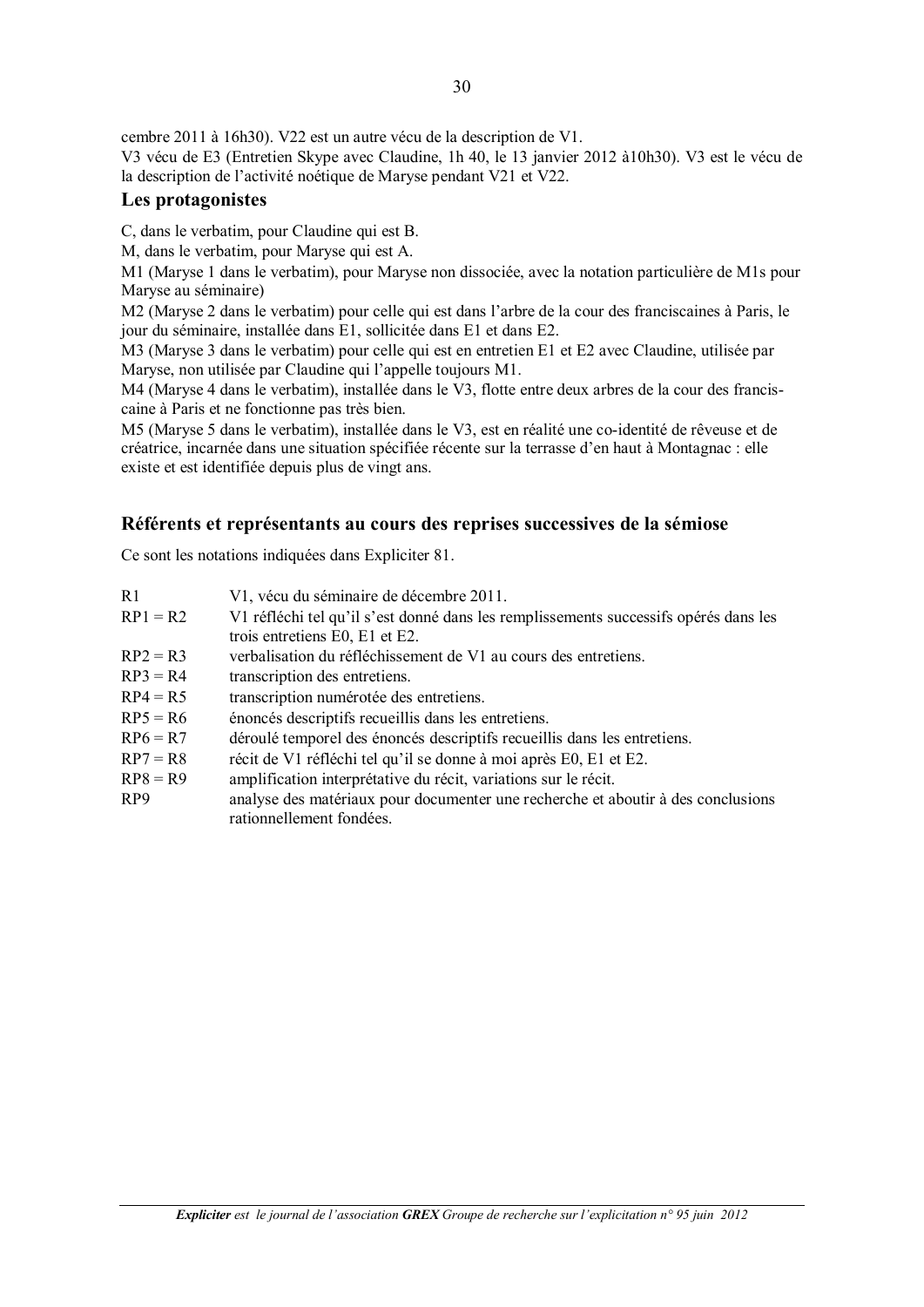cembre 2011 à 16h30). V22 est un autre vécu de la description de V1.

V3 vécu de E3 (Entretien Skype avec Claudine, 1h 40, le 13 janvier 2012 à10h30). V3 est le vécu de la description de l'activité noétique de Maryse pendant V21 et V22.

## Les protagonistes

C, dans le verbatim, pour Claudine qui est B.

M, dans le verbatim, pour Maryse qui est A.

M1 (Maryse 1 dans le verbatim), pour Maryse non dissociée, avec la notation particulière de M1s pour Maryse au séminaire)

M2 (Maryse 2 dans le verbatim) pour celle qui est dans l'arbre de la cour des franciscaines à Paris, le jour du séminaire, installée dans E1, sollicitée dans E1 et dans E2.

M3 (Maryse 3 dans le verbatim) pour celle qui est en entretien E1 et E2 avec Claudine, utilisée par Maryse, non utilisée par Claudine qui l'appelle toujours M1.

M4 (Maryse 4 dans le verbatim), installée dans le V3, flotte entre deux arbres de la cour des franciscaine à Paris et ne fonctionne pas très bien.

M5 (Maryse 5 dans le verbatim), installée dans le V3, est en réalité une co-identité de rêveuse et de créatrice, incarnée dans une situation spécifiée récente sur la terrasse d'en haut à Montagnac : elle existe et est identifiée depuis plus de vingt ans.

## Référents et représentants au cours des reprises successives de la sémiose

Ce sont les notations indiquées dans Expliciter 81.

| | |
|---|---|
| R1 | V1, vécu du séminaire de décembre 2011. |
| RP1 = R2 | V1 réfléchi tel qu'il s'est donné dans les remplissements successifs opérés dans les trois entretiens E0, E1 et E2. |
| RP2 = R3 | verbalisation du réfléchissement de V1 au cours des entretiens. |
| RP3 = R4 | transcription des entretiens. |
| RP4 = R5 | transcription numérotée des entretiens. |
| RP5 = R6 | énoncés descriptifs recueillis dans les entretiens. |
| RP6 = R7 | déroulé temporel des énoncés descriptifs recueillis dans les entretiens. |
| RP7 = R8 | récit de V1 réfléchi tel qu'il se donne à moi après E0, E1 et E2. |
| RP8 = R9 | amplification interprétative du récit, variations sur le récit. |
| RP9 | analyse des matériaux pour documenter une recherche et aboutir à des conclusions rationnellement fondées. |